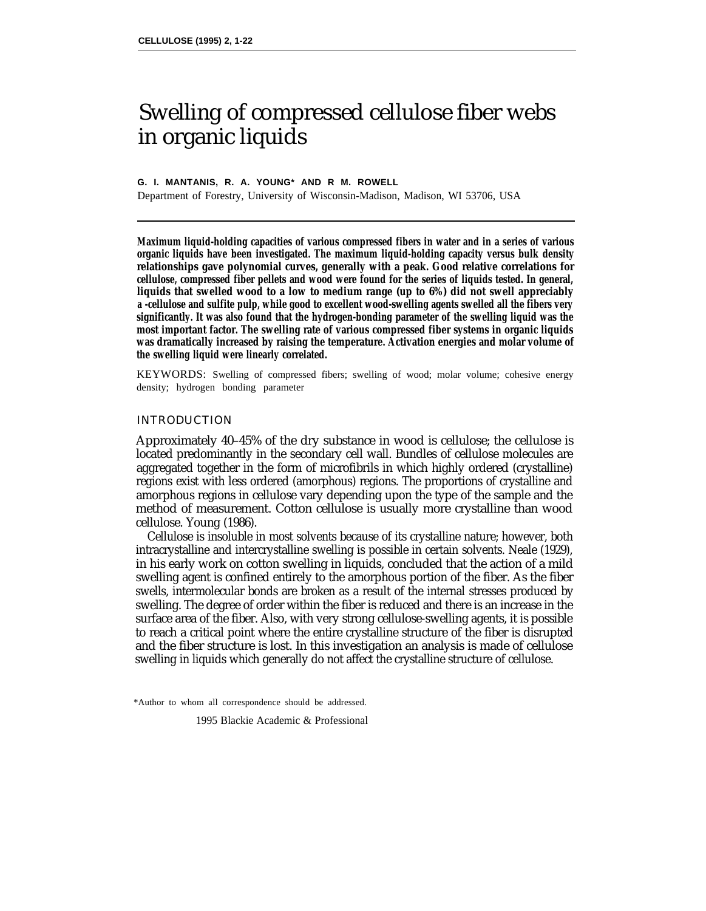# Swelling of compressed cellulose fiber webs in organic liquids

**G. I. MANTANIS, R. A. YOUNG\* AND R M. ROWELL**

Department of Forestry, University of Wisconsin-Madison, Madison, WI 53706, USA

**Maximum liquid-holding capacities of various compressed fibers in water and in a series of various organic liquids have been investigated. The maximum liquid-holding capacity versus bulk density relationships gave polynomial curves, generally with a peak. Good relative correlations for cellulose, compressed fiber pellets and wood were found for the series of liquids tested. In general, liquids that swelled wood to a low to medium range (up to 6%) did not swell appreciably a -cellulose and sulfite pulp, while good to excellent wood-swelling agents swelled all the fibers very significantly. It was also found that the hydrogen-bonding parameter of the swelling liquid was the most important factor. The swelling rate of various compressed fiber systems in organic liquids was dramatically increased by raising the temperature. Activation energies and molar volume of the swelling liquid were linearly correlated.**

KEYWORDS: Swelling of compressed fibers; swelling of wood; molar volume; cohesive energy density; hydrogen bonding parameter

## INTRODUCTION

Approximately 40–45% of the dry substance in wood is cellulose; the cellulose is located predominantly in the secondary cell wall. Bundles of cellulose molecules are aggregated together in the form of microfibrils in which highly ordered (crystalline) regions exist with less ordered (amorphous) regions. The proportions of crystalline and amorphous regions in cellulose vary depending upon the type of the sample and the method of measurement. Cotton cellulose is usually more crystalline than wood cellulose. Young (1986).

Cellulose is insoluble in most solvents because of its crystalline nature; however, both intracrystalline and intercrystalline swelling is possible in certain solvents. Neale (1929), in his early work on cotton swelling in liquids, concluded that the action of a mild swelling agent is confined entirely to the amorphous portion of the fiber. As the fiber swells, intermolecular bonds are broken as a result of the internal stresses produced by swelling. The degree of order within the fiber is reduced and there is an increase in the surface area of the fiber. Also, with very strong cellulose-swelling agents, it is possible to reach a critical point where the entire crystalline structure of the fiber is disrupted and the fiber structure is lost. In this investigation an analysis is made of cellulose swelling in liquids which generally do not affect the crystalline structure of cellulose.

\*Author to whom all correspondence should be addressed.

1995 Blackie Academic & Professional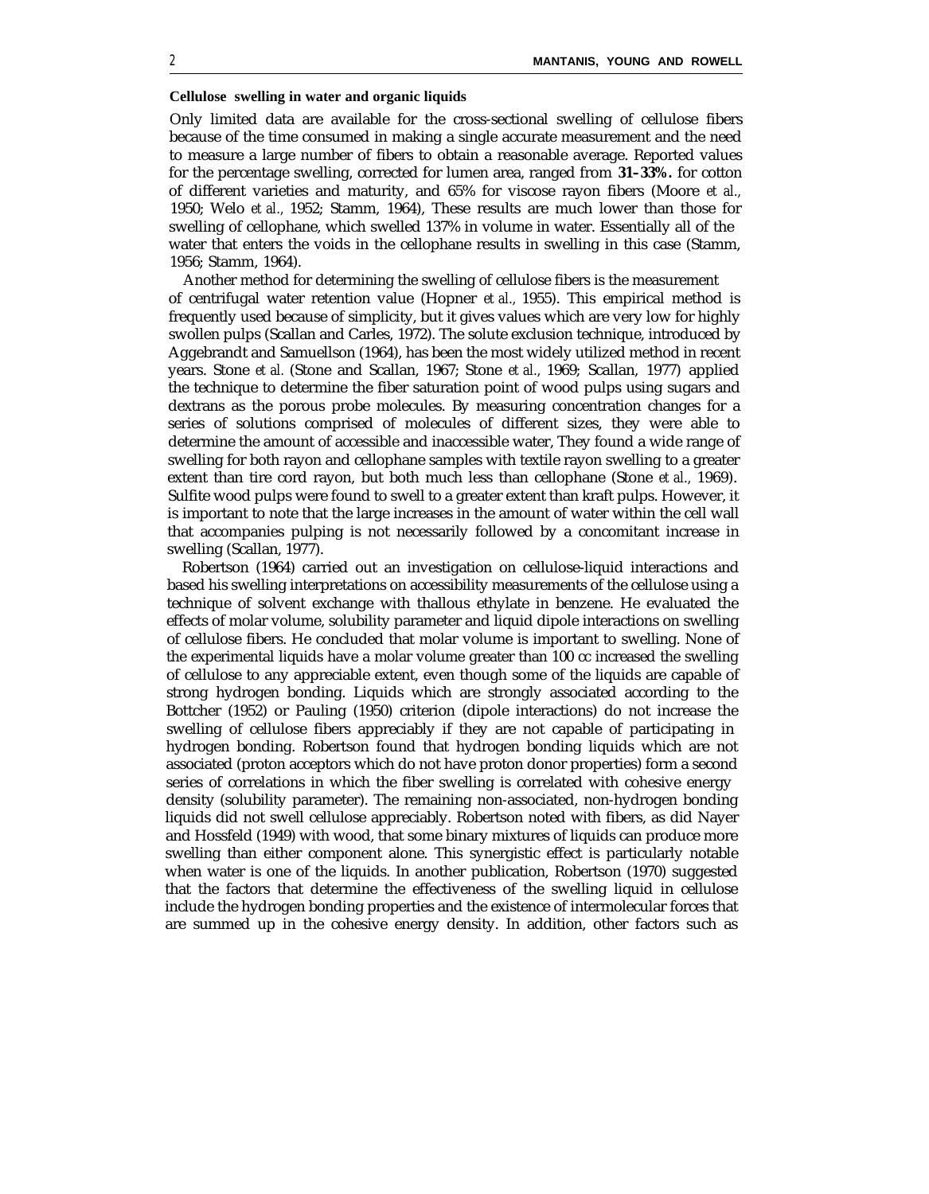**Cellulose swelling in water and organic liquids**

Only limited data are available for the cross-sectional swelling of cellulose fibers because of the time consumed in making a single accurate measurement and the need to measure a large number of fibers to obtain a reasonable average. Reported values for the percentage swelling, corrected for lumen area, ranged from **31-33%.** for cotton of different varieties and maturity, and 65% for viscose rayon fibers (Moore *et al.,* 1950; Welo *et al.,* 1952; Stamm, 1964), These results are much lower than those for swelling of cellophane, which swelled 137% in volume in water. Essentially all of the water that enters the voids in the cellophane results in swelling in this case (Stamm, 1956; Stamm, 1964).

Another method for determining the swelling of cellulose fibers is the measurement of centrifugal water retention value (Hopner *et al.,* 1955). This empirical method is frequently used because of simplicity, but it gives values which are very low for highly swollen pulps (Scallan and Carles, 1972). The solute exclusion technique, introduced by Aggebrandt and Samuellson (1964), has been the most widely utilized method in recent years. Stone *et al.* (Stone and Scallan, 1967; Stone *et al.,* 1969; Scallan, 1977) applied the technique to determine the fiber saturation point of wood pulps using sugars and dextrans as the porous probe molecules. By measuring concentration changes for a series of solutions comprised of molecules of different sizes, they were able to determine the amount of accessible and inaccessible water, They found a wide range of swelling for both rayon and cellophane samples with textile rayon swelling to a greater extent than tire cord rayon, but both much less than cellophane (Stone *et al.,* 1969). Sulfite wood pulps were found to swell to a greater extent than kraft pulps. However, it is important to note that the large increases in the amount of water within the cell wall that accompanies pulping is not necessarily followed by a concomitant increase in swelling (Scallan, 1977).

Robertson (1964) carried out an investigation on cellulose-liquid interactions and based his swelling interpretations on accessibility measurements of the cellulose using a technique of solvent exchange with thallous ethylate in benzene. He evaluated the effects of molar volume, solubility parameter and liquid dipole interactions on swelling of cellulose fibers. He concluded that molar volume is important to swelling. None of the experimental liquids have a molar volume greater than 100 cc increased the swelling of cellulose to any appreciable extent, even though some of the liquids are capable of strong hydrogen bonding. Liquids which are strongly associated according to the Bottcher (1952) or Pauling (1950) criterion (dipole interactions) do not increase the swelling of cellulose fibers appreciably if they are not capable of participating in hydrogen bonding. Robertson found that hydrogen bonding liquids which are not associated (proton acceptors which do not have proton donor properties) form a second series of correlations in which the fiber swelling is correlated with cohesive energy density (solubility parameter). The remaining non-associated, non-hydrogen bonding liquids did not swell cellulose appreciably. Robertson noted with fibers, as did Nayer and Hossfeld (1949) with wood, that some binary mixtures of liquids can produce more swelling than either component alone. This synergistic effect is particularly notable when water is one of the liquids. In another publication, Robertson (1970) suggested that the factors that determine the effectiveness of the swelling liquid in cellulose include the hydrogen bonding properties and the existence of intermolecular forces that are summed up in the cohesive energy density. In addition, other factors such as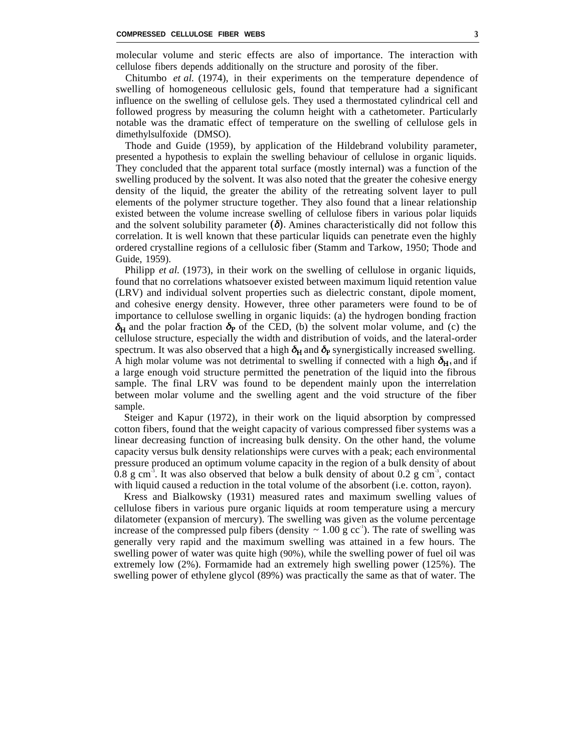molecular volume and steric effects are also of importance. The interaction with cellulose fibers depends additionally on the structure and porosity of the fiber.

Chitumbo *et al.* (1974), in their experiments on the temperature dependence of swelling of homogeneous cellulosic gels, found that temperature had a significant influence on the swelling of cellulose gels. They used a thermostated cylindrical cell and followed progress by measuring the column height with a cathetometer. Particularly notable was the dramatic effect of temperature on the swelling of cellulose gels in dimethylsulfoxide (DMSO).

Thode and Guide (1959), by application of the Hildebrand volubility parameter, presented a hypothesis to explain the swelling behaviour of cellulose in organic liquids. They concluded that the apparent total surface (mostly internal) was a function of the swelling produced by the solvent. It was also noted that the greater the cohesive energy density of the liquid, the greater the ability of the retreating solvent layer to pull elements of the polymer structure together. They also found that a linear relationship existed between the volume increase swelling of cellulose fibers in various polar liquids and the solvent solubility parameter ($\delta$). Amines characteristically did not follow this correlation. It is well known that these particular liquids can penetrate even the highly ordered crystalline regions of a cellulosic fiber (Stamm and Tarkow, 1950; Thode and Guide, 1959).

Philipp *et al.* (1973), in their work on the swelling of cellulose in organic liquids, found that no correlations whatsoever existed between maximum liquid retention value (LRV) and individual solvent properties such as dielectric constant, dipole moment, and cohesive energy density. However, three other parameters were found to be of importance to cellulose swelling in organic liquids: (a) the hydrogen bonding fraction $\delta_H$ and the polar fraction $\delta_P$ of the CED, (b) the solvent molar volume, and (c) the cellulose structure, especially the width and distribution of voids, and the lateral-order spectrum. It was also observed that a high $\delta_H$ and $\delta_P$ synergistically increased swelling. A high molar volume was not detrimental to swelling if connected with a high $\delta_H$, and if a large enough void structure permitted the penetration of the liquid into the fibrous sample. The final LRV was found to be dependent mainly upon the interrelation between molar volume and the swelling agent and the void structure of the fiber sample.

Steiger and Kapur (1972), in their work on the liquid absorption by compressed cotton fibers, found that the weight capacity of various compressed fiber systems was a linear decreasing function of increasing bulk density. On the other hand, the volume capacity versus bulk density relationships were curves with a peak; each environmental pressure produced an optimum volume capacity in the region of a bulk density of about 0.8 g cm$^{-3}$. It was also observed that below a bulk density of about 0.2 g cm$^{-3}$, contact with liquid caused a reduction in the total volume of the absorbent (i.e. cotton, rayon).

Kress and Bialkowsky (1931) measured rates and maximum swelling values of cellulose fibers in various pure organic liquids at room temperature using a mercury dilatometer (expansion of mercury). The swelling was given as the volume percentage increase of the compressed pulp fibers (density ~ 1.00 g cc$^{-1}$). The rate of swelling was generally very rapid and the maximum swelling was attained in a few hours. The swelling power of water was quite high (90%), while the swelling power of fuel oil was extremely low (2%). Formamide had an extremely high swelling power (125%). The swelling power of ethylene glycol (89%) was practically the same as that of water. The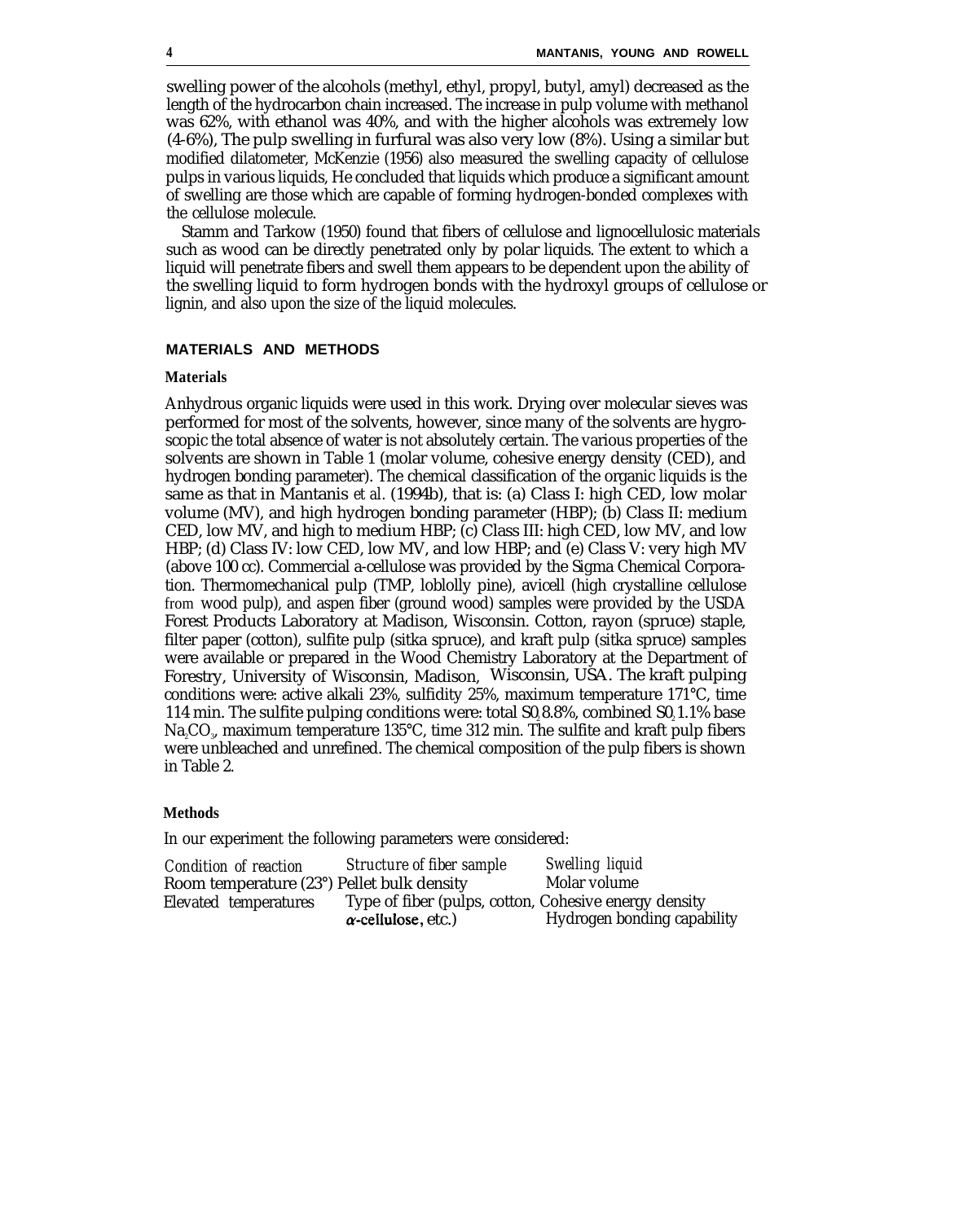swelling power of the alcohols (methyl, ethyl, propyl, butyl, amyl) decreased as the length of the hydrocarbon chain increased. The increase in pulp volume with methanol was 62%, with ethanol was 40%, and with the higher alcohols was extremely low (4-6%), The pulp swelling in furfural was also very low (8%). Using a similar but modified dilatometer, McKenzie (1956) also measured the swelling capacity of cellulose pulps in various liquids, He concluded that liquids which produce a significant amount of swelling are those which are capable of forming hydrogen-bonded complexes with the cellulose molecule.

Stamm and Tarkow (1950) found that fibers of cellulose and lignocellulosic materials such as wood can be directly penetrated only by polar liquids. The extent to which a liquid will penetrate fibers and swell them appears to be dependent upon the ability of the swelling liquid to form hydrogen bonds with the hydroxyl groups of cellulose or lignin, and also upon the size of the liquid molecules.

## MATERIALS AND METHODS

### Materials

Anhydrous organic liquids were used in this work. Drying over molecular sieves was performed for most of the solvents, however, since many of the solvents are hygroscopic the total absence of water is not absolutely certain. The various properties of the solvents are shown in Table 1 (molar volume, cohesive energy density (CED), and hydrogen bonding parameter). The chemical classification of the organic liquids is the same as that in Mantanis *et al.* (1994b), that is: (a) Class I: high CED, low molar volume (MV), and high hydrogen bonding parameter (HBP); (b) Class II: medium CED, low MV, and high to medium HBP; (c) Class III: high CED, low MV, and low HBP; (d) Class IV: low CED, low MV, and low HBP; and (e) Class V: very high MV (above 100 cc). Commercial a-cellulose was provided by the Sigma Chemical Corporation. Thermomechanical pulp (TMP, loblolly pine), avicell (high crystalline cellulose from wood pulp), and aspen fiber (ground wood) samples were provided by the USDA Forest Products Laboratory at Madison, Wisconsin. Cotton, rayon (spruce) staple, filter paper (cotton), sulfite pulp (sitka spruce), and kraft pulp (sitka spruce) samples were available or prepared in the Wood Chemistry Laboratory at the Department of Forestry, University of Wisconsin, Madison, Wisconsin, USA. The kraft pulping conditions were: active alkali 23%, sulfidity 25%, maximum temperature 171°C, time 114 min. The sulfite pulping conditions were: total $SO_2$ 8.8%, combined $SO_2$ 1.1% base $Na_2CO_3$, maximum temperature 135°C, time 312 min. The sulfite and kraft pulp fibers were unbleached and unrefined. The chemical composition of the pulp fibers is shown in Table 2.

### Methods

In our experiment the following parameters were considered:

| *Condition of reaction* | *Structure of fiber sample* | *Swelling liquid* |
|---|---|---|
| Room temperature (23°) | Pellet bulk density | Molar volume |
| Elevated temperatures | Type of fiber (pulps, cotton, $\alpha$-cellulose, etc.) | Cohesive energy density |
| | | Hydrogen bonding capability |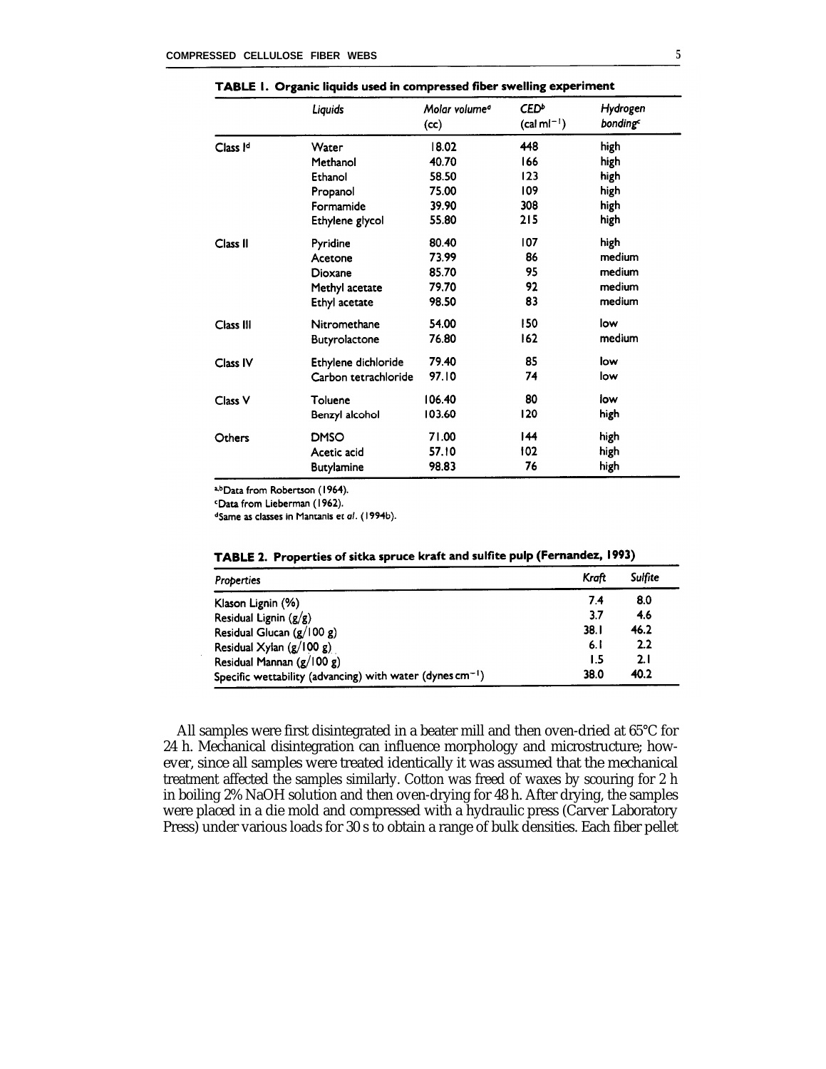**TABLE 1. Organic liquids used in compressed fiber swelling experiment**

| | Liquids | Molar volume[a] (cc) | CED[b] (cal ml$^{-1}$) | Hydrogen bonding[c] |
|---|---|---|---|---|
| Class I[d] | Water | 18.02 | 448 | high |
| | Methanol | 40.70 | 166 | high |
| | Ethanol | 58.50 | 123 | high |
| | Propanol | 75.00 | 109 | high |
| | Formamide | 39.90 | 308 | high |
| | Ethylene glycol | 55.80 | 215 | high |
| Class II | Pyridine | 80.40 | 107 | high |
| | Acetone | 73.99 | 86 | medium |
| | Dioxane | 85.70 | 95 | medium |
| | Methyl acetate | 79.70 | 92 | medium |
| | Ethyl acetate | 98.50 | 83 | medium |
| Class III | Nitromethane | 54.00 | 150 | low |
| | Butyrolactone | 76.80 | 162 | medium |
| Class IV | Ethylene dichloride | 79.40 | 85 | low |
| | Carbon tetrachloride | 97.10 | 74 | low |
| Class V | Toluene | 106.40 | 80 | low |
| | Benzyl alcohol | 103.60 | 120 | high |
| Others | DMSO | 71.00 | 144 | high |
| | Acetic acid | 57.10 | 102 | high |
| | Butylamine | 98.83 | 76 | high |

[a,b]Data from Robertson (1964).
[c]Data from Lieberman (1962).
[d]Same as classes in Mantanis et *al.* (1994b).

**TABLE 2. Properties of sitka spruce kraft and sulfite pulp (Fernandez, 1993)**

| Properties | Kraft | Sulfite |
|---|---|---|
| Klason Lignin (%) | 7.4 | 8.0 |
| Residual Lignin (g/g) | 3.7 | 4.6 |
| Residual Glucan (g/100 g) | 38.1 | 46.2 |
| Residual Xylan (g/100 g) | 6.1 | 2.2 |
| Residual Mannan (g/100 g) | 1.5 | 2.1 |
| Specific wettability (advancing) with water (dynes cm$^{-1}$) | 38.0 | 40.2 |

All samples were first disintegrated in a beater mill and then oven-dried at 65°C for 24 h. Mechanical disintegration can influence morphology and microstructure; however, since all samples were treated identically it was assumed that the mechanical treatment affected the samples similarly. Cotton was freed of waxes by scouring for 2 h in boiling 2% NaOH solution and then oven-drying for 48 h. After drying, the samples were placed in a die mold and compressed with a hydraulic press (Carver Laboratory Press) under various loads for 30 s to obtain a range of bulk densities. Each fiber pellet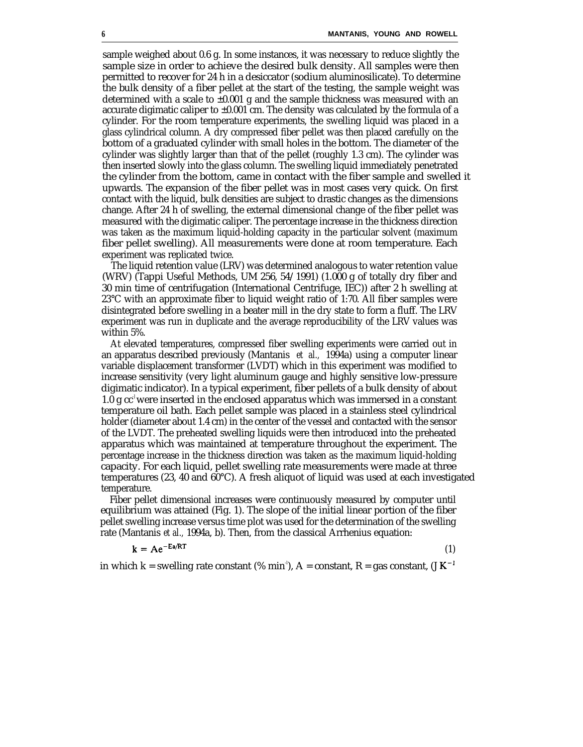sample weighed about 0.6 g. In some instances, it was necessary to reduce slightly the sample size in order to achieve the desired bulk density. All samples were then permitted to recover for 24 h in a desiccator (sodium aluminosilicate). To determine the bulk density of a fiber pellet at the start of the testing, the sample weight was determined with a scale to ±0.001 g and the sample thickness was measured with an accurate digimatic caliper to ±0.001 cm. The density was calculated by the formula of a cylinder. For the room temperature experiments, the swelling liquid was placed in a glass cylindrical column. A dry compressed fiber pellet was then placed carefully on the bottom of a graduated cylinder with small holes in the bottom. The diameter of the cylinder was slightly larger than that of the pellet (roughly 1.3 cm). The cylinder was then inserted slowly into the glass column. The swelling liquid immediately penetrated the cylinder from the bottom, came in contact with the fiber sample and swelled it upwards. The expansion of the fiber pellet was in most cases very quick. On first contact with the liquid, bulk densities are subject to drastic changes as the dimensions change. After 24 h of swelling, the external dimensional change of the fiber pellet was measured with the digimatic caliper. The percentage increase in the thickness direction was taken as the maximum liquid-holding capacity in the particular solvent (maximum fiber pellet swelling). All measurements were done at room temperature. Each experiment was replicated twice.

The liquid retention value (LRV) was determined analogous to water retention value (WRV) (Tappi Useful Methods, UM 256, 54/1991) (1.000 g of totally dry fiber and 30 min time of centrifugation (International Centrifuge, IEC)) after 2 h swelling at 23°C with an approximate fiber to liquid weight ratio of 1:70. All fiber samples were disintegrated before swelling in a beater mill in the dry state to form a fluff. The LRV experiment was run in duplicate and the average reproducibility of the LRV values was within 5%.

At elevated temperatures, compressed fiber swelling experiments were carried out in an apparatus described previously (Mantanis *et al.,* 1994a) using a computer linear variable displacement transformer (LVDT) which in this experiment was modified to increase sensitivity (very light aluminum gauge and highly sensitive low-pressure digimatic indicator). In a typical experiment, fiber pellets of a bulk density of about 1.0 g $cc^{-1}$ were inserted in the enclosed apparatus which was immersed in a constant temperature oil bath. Each pellet sample was placed in a stainless steel cylindrical holder (diameter about 1.4 cm) in the center of the vessel and contacted with the sensor of the LVDT. The preheated swelling liquids were then introduced into the preheated apparatus which was maintained at temperature throughout the experiment. The percentage increase in the thickness direction was taken as the maximum liquid-holding capacity. For each liquid, pellet swelling rate measurements were made at three temperatures (23, 40 and 60°C). A fresh aliquot of liquid was used at each investigated temperature.

Fiber pellet dimensional increases were continuously measured by computer until equilibrium was attained (Fig. 1). The slope of the initial linear portion of the fiber pellet swelling increase versus time plot was used for the determination of the swelling rate (Mantanis *et al.,* 1994a, b). Then, from the classical Arrhenius equation:

$$k = Ae^{-Ea/RT} \tag{1}$$

in which k = swelling rate constant (% $min^{-1}$), A = constant, R = gas constant, (J $K^{-1}$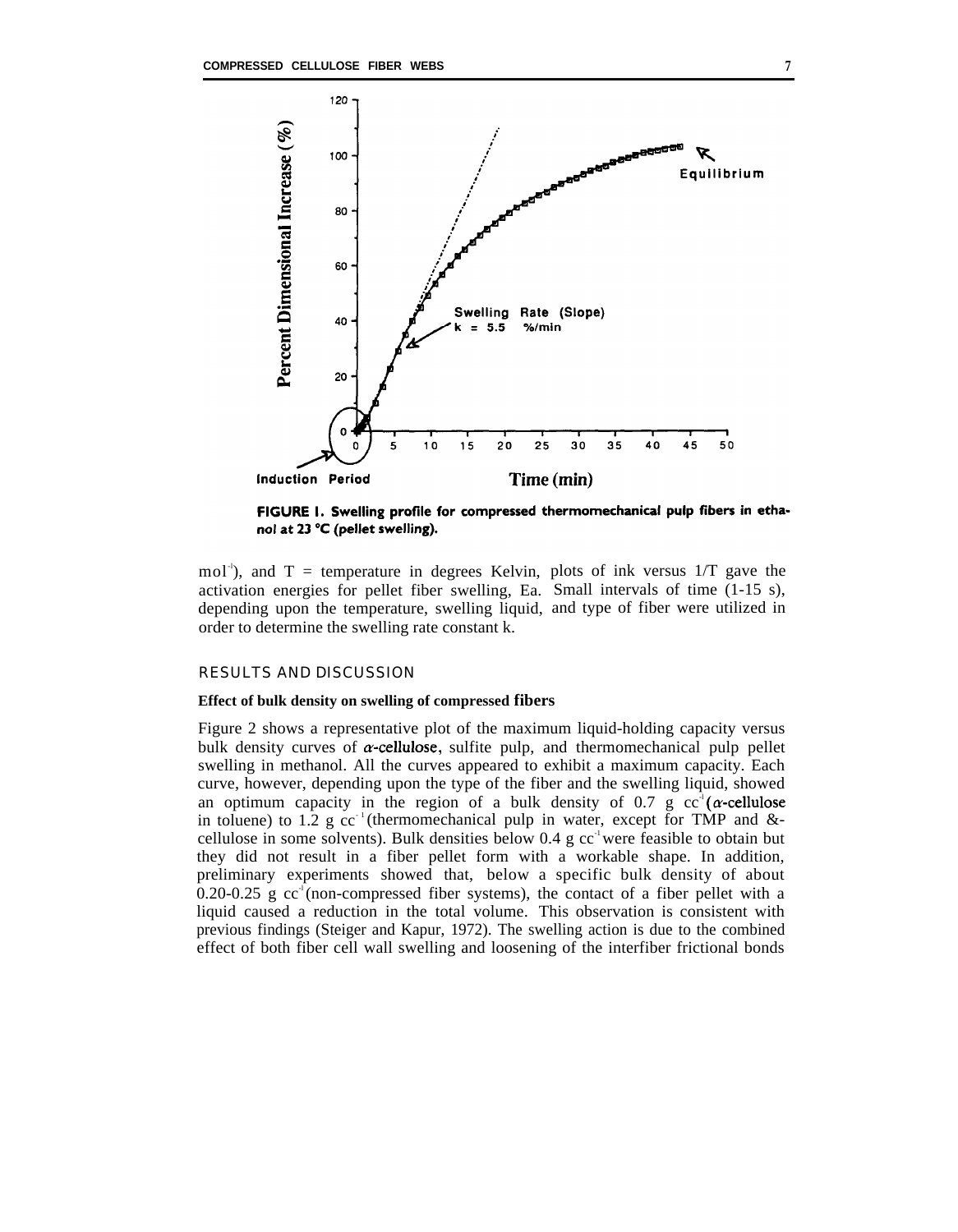FIGURE 1. Swelling profile for compressed thermomechanical pulp fibers in ethanol at 23 °C (pellet swelling).

$mol^{-1}$), and T = temperature in degrees Kelvin, plots of ink versus 1/T gave the activation energies for pellet fiber swelling, Ea. Small intervals of time (1-15 s), depending upon the temperature, swelling liquid, and type of fiber were utilized in order to determine the swelling rate constant k.

## RESULTS AND DISCUSSION

### Effect of bulk density on swelling of compressed fibers

Figure 2 shows a representative plot of the maximum liquid-holding capacity versus bulk density curves of $\alpha$-cellulose, sulfite pulp, and thermomechanical pulp pellet swelling in methanol. All the curves appeared to exhibit a maximum capacity. Each curve, however, depending upon the type of the fiber and the swelling liquid, showed an optimum capacity in the region of a bulk density of 0.7 g $cc^{-1}$ ($\alpha$-cellulose in toluene) to 1.2 g $cc^{-1}$ (thermomechanical pulp in water, except for TMP and &-cellulose in some solvents). Bulk densities below 0.4 g $cc^{-1}$ were feasible to obtain but they did not result in a fiber pellet form with a workable shape. In addition, preliminary experiments showed that, below a specific bulk density of about 0.20-0.25 g $cc^{-1}$ (non-compressed fiber systems), the contact of a fiber pellet with a liquid caused a reduction in the total volume. This observation is consistent with previous findings (Steiger and Kapur, 1972). The swelling action is due to the combined effect of both fiber cell wall swelling and loosening of the interfiber frictional bonds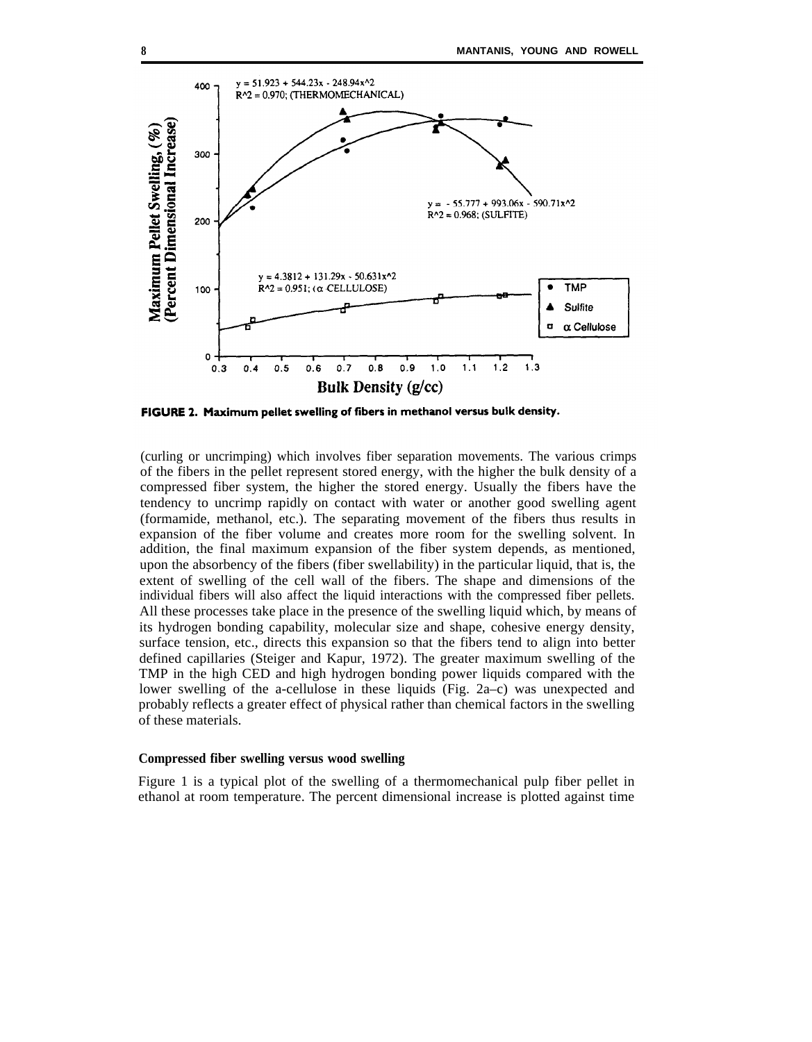**FIGURE 2. Maximum pellet swelling of fibers in methanol versus bulk density.**

(curling or uncrimping) which involves fiber separation movements. The various crimps of the fibers in the pellet represent stored energy, with the higher the bulk density of a compressed fiber system, the higher the stored energy. Usually the fibers have the tendency to uncrimp rapidly on contact with water or another good swelling agent (formamide, methanol, etc.). The separating movement of the fibers thus results in expansion of the fiber volume and creates more room for the swelling solvent. In addition, the final maximum expansion of the fiber system depends, as mentioned, upon the absorbency of the fibers (fiber swellability) in the particular liquid, that is, the extent of swelling of the cell wall of the fibers. The shape and dimensions of the individual fibers will also affect the liquid interactions with the compressed fiber pellets. All these processes take place in the presence of the swelling liquid which, by means of its hydrogen bonding capability, molecular size and shape, cohesive energy density, surface tension, etc., directs this expansion so that the fibers tend to align into better defined capillaries (Steiger and Kapur, 1972). The greater maximum swelling of the TMP in the high CED and high hydrogen bonding power liquids compared with the lower swelling of the a-cellulose in these liquids (Fig. 2a–c) was unexpected and probably reflects a greater effect of physical rather than chemical factors in the swelling of these materials.

### Compressed fiber swelling versus wood swelling

Figure 1 is a typical plot of the swelling of a thermomechanical pulp fiber pellet in ethanol at room temperature. The percent dimensional increase is plotted against time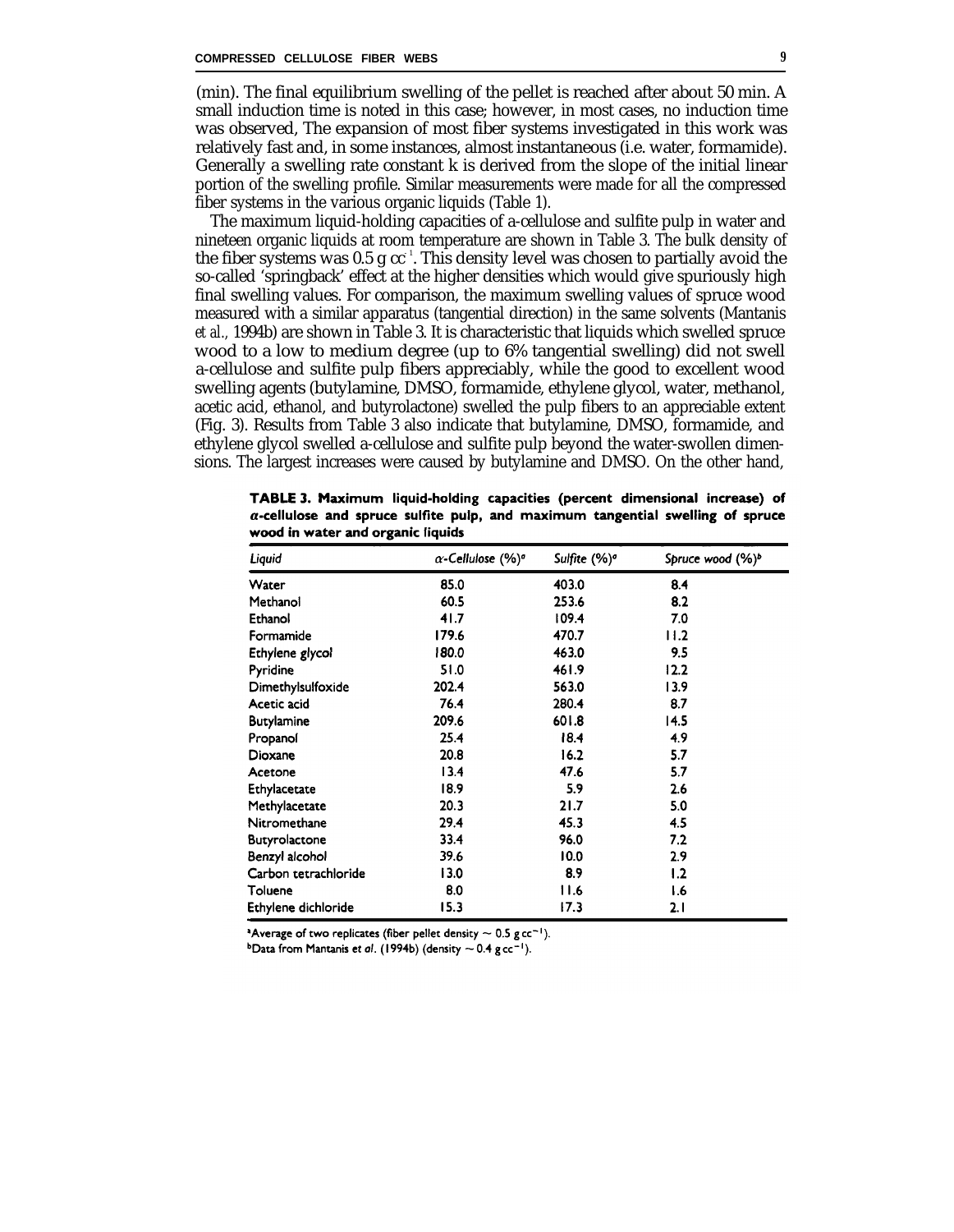(min). The final equilibrium swelling of the pellet is reached after about 50 min. A small induction time is noted in this case; however, in most cases, no induction time was observed, The expansion of most fiber systems investigated in this work was relatively fast and, in some instances, almost instantaneous (i.e. water, formamide). Generally a swelling rate constant k is derived from the slope of the initial linear portion of the swelling profile. Similar measurements were made for all the compressed fiber systems in the various organic liquids (Table 1).

The maximum liquid-holding capacities of a-cellulose and sulfite pulp in water and nineteen organic liquids at room temperature are shown in Table 3. The bulk density of the fiber systems was 0.5 g $cc^{-1}$. This density level was chosen to partially avoid the so-called 'springback' effect at the higher densities which would give spuriously high final swelling values. For comparison, the maximum swelling values of spruce wood measured with a similar apparatus (tangential direction) in the same solvents (Mantanis *et al.*, 1994b) are shown in Table 3. It is characteristic that liquids which swelled spruce wood to a low to medium degree (up to 6% tangential swelling) did not swell a-cellulose and sulfite pulp fibers appreciably, while the good to excellent wood swelling agents (butylamine, DMSO, formamide, ethylene glycol, water, methanol, acetic acid, ethanol, and butyrolactone) swelled the pulp fibers to an appreciable extent (Fig. 3). Results from Table 3 also indicate that butylamine, DMSO, formamide, and ethylene glycol swelled a-cellulose and sulfite pulp beyond the water-swollen dimensions. The largest increases were caused by butylamine and DMSO. On the other hand,

**TABLE 3. Maximum liquid-holding capacities (percent dimensional increase) of $\alpha$-cellulose and spruce sulfite pulp, and maximum tangential swelling of spruce wood in water and organic liquids**

| Liquid | $\alpha$-Cellulose (%)[a] | Sulfite (%)[a] | Spruce wood (%)[b] |
|---|---|---|---|
| Water | 85.0 | 403.0 | 8.4 |
| Methanol | 60.5 | 253.6 | 8.2 |
| Ethanol | 41.7 | 109.4 | 7.0 |
| Formamide | 179.6 | 470.7 | 11.2 |
| Ethylene glycol | 180.0 | 463.0 | 9.5 |
| Pyridine | 51.0 | 461.9 | 12.2 |
| Dimethylsulfoxide | 202.4 | 563.0 | 13.9 |
| Acetic acid | 76.4 | 280.4 | 8.7 |
| Butylamine | 209.6 | 601.8 | 14.5 |
| Propanol | 25.4 | 18.4 | 4.9 |
| Dioxane | 20.8 | 16.2 | 5.7 |
| Acetone | 13.4 | 47.6 | 5.7 |
| Ethylacetate | 18.9 | 5.9 | 2.6 |
| Methylacetate | 20.3 | 21.7 | 5.0 |
| Nitromethane | 29.4 | 45.3 | 4.5 |
| Butyrolactone | 33.4 | 96.0 | 7.2 |
| Benzyl alcohol | 39.6 | 10.0 | 2.9 |
| Carbon tetrachloride | 13.0 | 8.9 | 1.2 |
| Toluene | 8.0 | 11.6 | 1.6 |
| Ethylene dichloride | 15.3 | 17.3 | 2.1 |

[a]Average of two replicates (fiber pellet density ~ 0.5 g $cc^{-1}$).
[b]Data from Mantanis *et al.* (1994b) (density ~ 0.4 g $cc^{-1}$).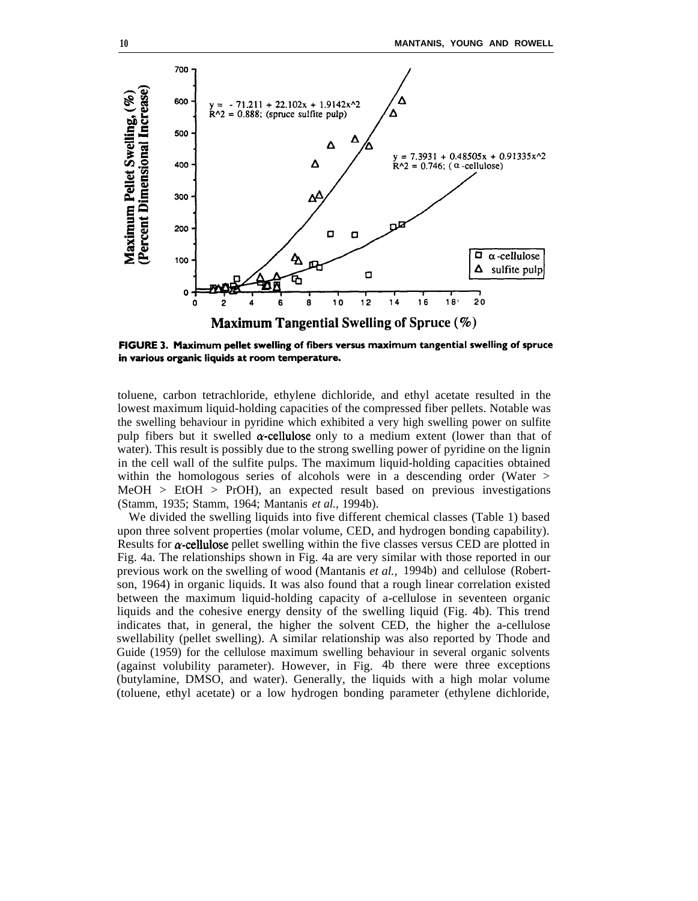**FIGURE 3. Maximum pellet swelling of fibers versus maximum tangential swelling of spruce in various organic liquids at room temperature.**

toluene, carbon tetrachloride, ethylene dichloride, and ethyl acetate resulted in the lowest maximum liquid-holding capacities of the compressed fiber pellets. Notable was the swelling behaviour in pyridine which exhibited a very high swelling power on sulfite pulp fibers but it swelled $\alpha$-cellulose only to a medium extent (lower than that of water). This result is possibly due to the strong swelling power of pyridine on the lignin in the cell wall of the sulfite pulps. The maximum liquid-holding capacities obtained within the homologous series of alcohols were in a descending order (Water > MeOH > EtOH > PrOH), an expected result based on previous investigations (Stamm, 1935; Stamm, 1964; Mantanis *et al.,* 1994b).

We divided the swelling liquids into five different chemical classes (Table 1) based upon three solvent properties (molar volume, CED, and hydrogen bonding capability). Results for $\alpha$-cellulose pellet swelling within the five classes versus CED are plotted in Fig. 4a. The relationships shown in Fig. 4a are very similar with those reported in our previous work on the swelling of wood (Mantanis *et al.,* 1994b) and cellulose (Robertson, 1964) in organic liquids. It was also found that a rough linear correlation existed between the maximum liquid-holding capacity of a-cellulose in seventeen organic liquids and the cohesive energy density of the swelling liquid (Fig. 4b). This trend indicates that, in general, the higher the solvent CED, the higher the a-cellulose swellability (pellet swelling). A similar relationship was also reported by Thode and Guide (1959) for the cellulose maximum swelling behaviour in several organic solvents (against volubility parameter). However, in Fig. 4b there were three exceptions (butylamine, DMSO, and water). Generally, the liquids with a high molar volume (toluene, ethyl acetate) or a low hydrogen bonding parameter (ethylene dichloride,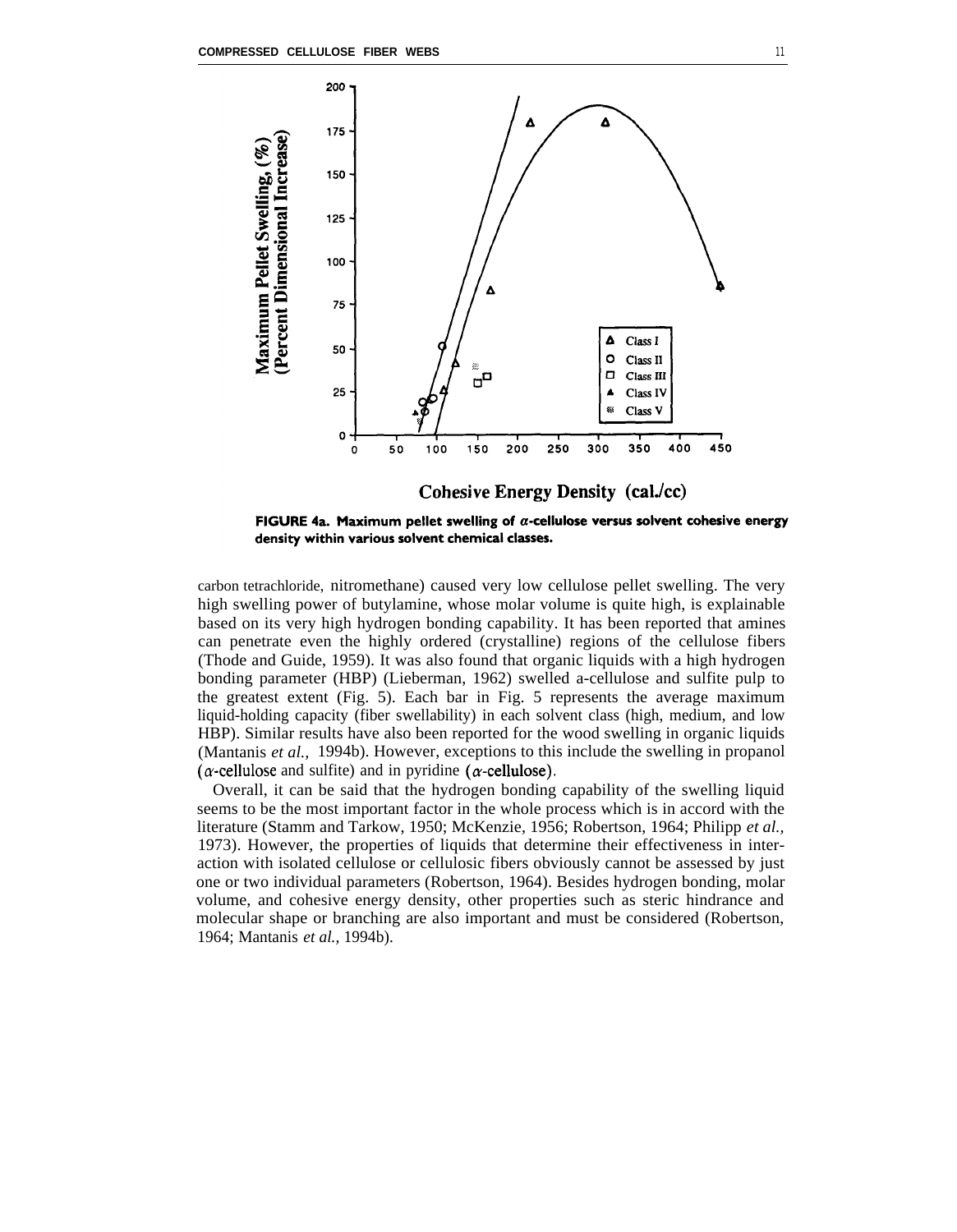**FIGURE 4a. Maximum pellet swelling of α-cellulose versus solvent cohesive energy density within various solvent chemical classes.**

carbon tetrachloride, nitromethane) caused very low cellulose pellet swelling. The very high swelling power of butylamine, whose molar volume is quite high, is explainable based on its very high hydrogen bonding capability. It has been reported that amines can penetrate even the highly ordered (crystalline) regions of the cellulose fibers (Thode and Guide, 1959). It was also found that organic liquids with a high hydrogen bonding parameter (HBP) (Lieberman, 1962) swelled a-cellulose and sulfite pulp to the greatest extent (Fig. 5). Each bar in Fig. 5 represents the average maximum liquid-holding capacity (fiber swellability) in each solvent class (high, medium, and low HBP). Similar results have also been reported for the wood swelling in organic liquids (Mantanis *et al.*, 1994b). However, exceptions to this include the swelling in propanol (α-cellulose and sulfite) and in pyridine (α-cellulose).

Overall, it can be said that the hydrogen bonding capability of the swelling liquid seems to be the most important factor in the whole process which is in accord with the literature (Stamm and Tarkow, 1950; McKenzie, 1956; Robertson, 1964; Philipp *et al.*, 1973). However, the properties of liquids that determine their effectiveness in interaction with isolated cellulose or cellulosic fibers obviously cannot be assessed by just one or two individual parameters (Robertson, 1964). Besides hydrogen bonding, molar volume, and cohesive energy density, other properties such as steric hindrance and molecular shape or branching are also important and must be considered (Robertson, 1964; Mantanis *et al.*, 1994b).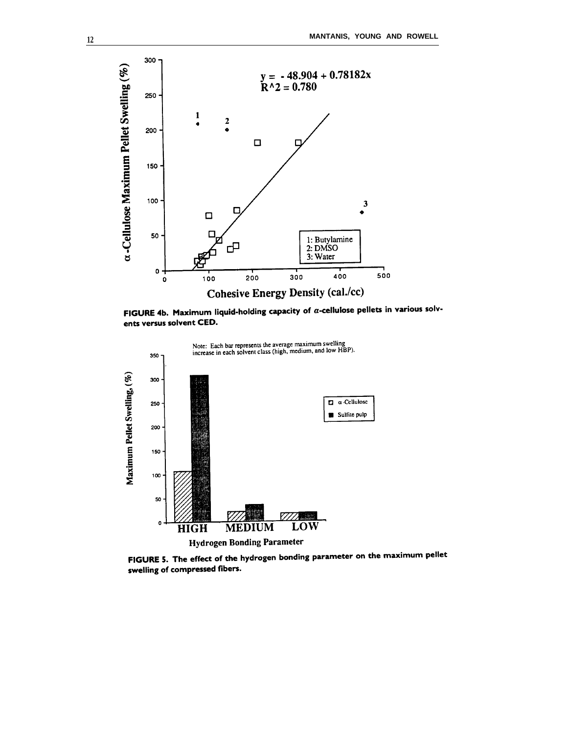FIGURE 4b. Maximum liquid-holding capacity of α-cellulose pellets in various solvents versus solvent CED.

FIGURE 5. The effect of the hydrogen bonding parameter on the maximum pellet swelling of compressed fibers.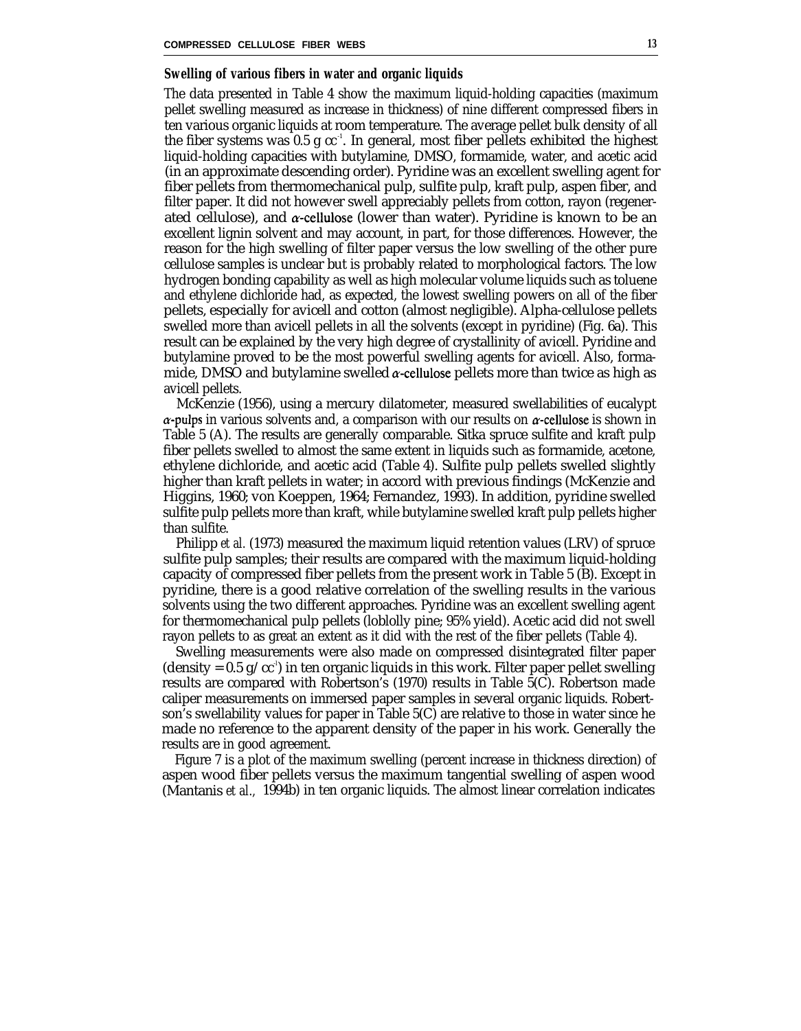## Swelling of various fibers in water and organic liquids

The data presented in Table 4 show the maximum liquid-holding capacities (maximum pellet swelling measured as increase in thickness) of nine different compressed fibers in ten various organic liquids at room temperature. The average pellet bulk density of all the fiber systems was 0.5 g $cc^{-1}$. In general, most fiber pellets exhibited the highest liquid-holding capacities with butylamine, DMSO, formamide, water, and acetic acid (in an approximate descending order). Pyridine was an excellent swelling agent for fiber pellets from thermomechanical pulp, sulfite pulp, kraft pulp, aspen fiber, and filter paper. It did not however swell appreciably pellets from cotton, rayon (regenerated cellulose), and $\alpha$-cellulose (lower than water). Pyridine is known to be an excellent lignin solvent and may account, in part, for those differences. However, the reason for the high swelling of filter paper versus the low swelling of the other pure cellulose samples is unclear but is probably related to morphological factors. The low hydrogen bonding capability as well as high molecular volume liquids such as toluene and ethylene dichloride had, as expected, the lowest swelling powers on all of the fiber pellets, especially for avicell and cotton (almost negligible). Alpha-cellulose pellets swelled more than avicell pellets in all the solvents (except in pyridine) (Fig. 6a). This result can be explained by the very high degree of crystallinity of avicell. Pyridine and butylamine proved to be the most powerful swelling agents for avicell. Also, formamide, DMSO and butylamine swelled $\alpha$-cellulose pellets more than twice as high as avicell pellets.

McKenzie (1956), using a mercury dilatometer, measured swellabilities of eucalypt $\alpha$-pulps in various solvents and, a comparison with our results on $\alpha$-cellulose is shown in Table 5 (A). The results are generally comparable. Sitka spruce sulfite and kraft pulp fiber pellets swelled to almost the same extent in liquids such as formamide, acetone, ethylene dichloride, and acetic acid (Table 4). Sulfite pulp pellets swelled slightly higher than kraft pellets in water; in accord with previous findings (McKenzie and Higgins, 1960; von Koeppen, 1964; Fernandez, 1993). In addition, pyridine swelled sulfite pulp pellets more than kraft, while butylamine swelled kraft pulp pellets higher than sulfite.

Philipp *et al.* (1973) measured the maximum liquid retention values (LRV) of spruce sulfite pulp samples; their results are compared with the maximum liquid-holding capacity of compressed fiber pellets from the present work in Table 5 (B). Except in pyridine, there is a good relative correlation of the swelling results in the various solvents using the two different approaches. Pyridine was an excellent swelling agent for thermomechanical pulp pellets (loblolly pine; 95% yield). Acetic acid did not swell rayon pellets to as great an extent as it did with the rest of the fiber pellets (Table 4).

Swelling measurements were also made on compressed disintegrated filter paper (density = 0.5 g/$cc^{-1}$) in ten organic liquids in this work. Filter paper pellet swelling results are compared with Robertson's (1970) results in Table 5(C). Robertson made caliper measurements on immersed paper samples in several organic liquids. Robertson's swellability values for paper in Table 5(C) are relative to those in water since he made no reference to the apparent density of the paper in his work. Generally the results are in good agreement.

Figure 7 is a plot of the maximum swelling (percent increase in thickness direction) of aspen wood fiber pellets versus the maximum tangential swelling of aspen wood (Mantanis *et al.,* 1994b) in ten organic liquids. The almost linear correlation indicates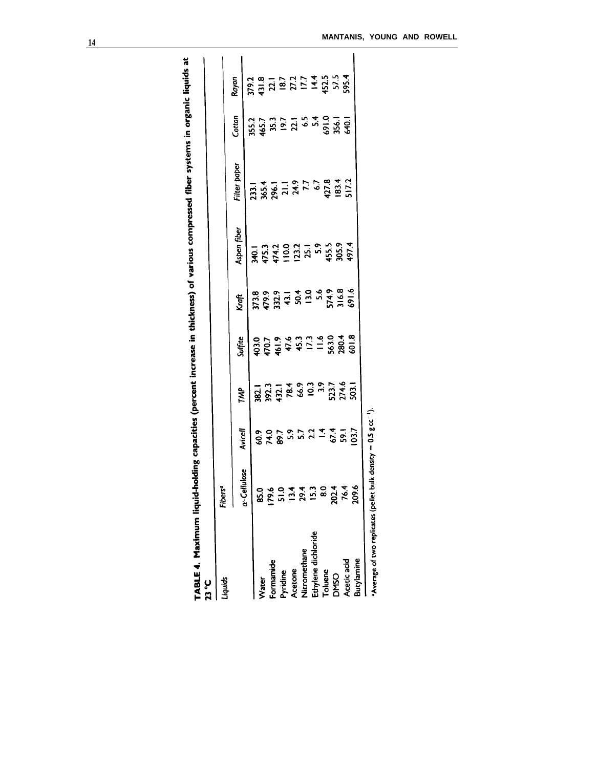**TABLE 4. Maximum liquid-holding capacities (percent increase in thickness) of various compressed fiber systems in organic liquids at 23 °C**

| Liquids | Fibers[a] | | | | | | | | |
|---|---|---|---|---|---|---|---|---|---|
| | α-Cellulose | Avicell | TMP | Sulfite | Kraft | Aspen fiber | Filter paper | Cotton | Rayon |
| Water | 85.0 | 60.9 | 382.1 | 403.0 | 373.8 | 340.1 | 233.1 | 355.2 | 379.2 |
| Formamide | 179.6 | 74.0 | 392.3 | 470.7 | 479.9 | 475.3 | 365.4 | 465.7 | 431.8 |
| Pyridine | 51.0 | 89.7 | 432.1 | 461.9 | 332.9 | 474.2 | 296.1 | 35.3 | 22.1 |
| Acetone | 13.4 | 5.9 | 78.4 | 47.6 | 43.1 | 110.0 | 21.1 | 19.7 | 18.7 |
| Nitromethane | 29.4 | 5.7 | 66.9 | 45.3 | 50.4 | 123.2 | 24.9 | 22.1 | 27.2 |
| Ethylene dichloride | 15.3 | 2.2 | 10.3 | 17.3 | 13.0 | 25.1 | 7.7 | 6.5 | 17.7 |
| Toluene | 8.0 | 1.4 | 3.9 | 11.6 | 5.6 | 5.9 | 6.7 | 5.4 | 14.4 |
| DMSO | 202.4 | 67.4 | 523.7 | 563.0 | 574.9 | 455.5 | 427.8 | 691.0 | 452.5 |
| Acetic acid | 76.4 | 59.1 | 274.6 | 280.4 | 316.8 | 305.9 | 183.4 | 356.1 | 57.5 |
| Butylamine | 209.6 | 103.7 | 503.1 | 601.8 | 691.6 | 497.4 | 517.2 | 640.1 | 595.4 |

[a]Average of two replicates (pellet bulk density = 0.5 g cc$^{-1}$).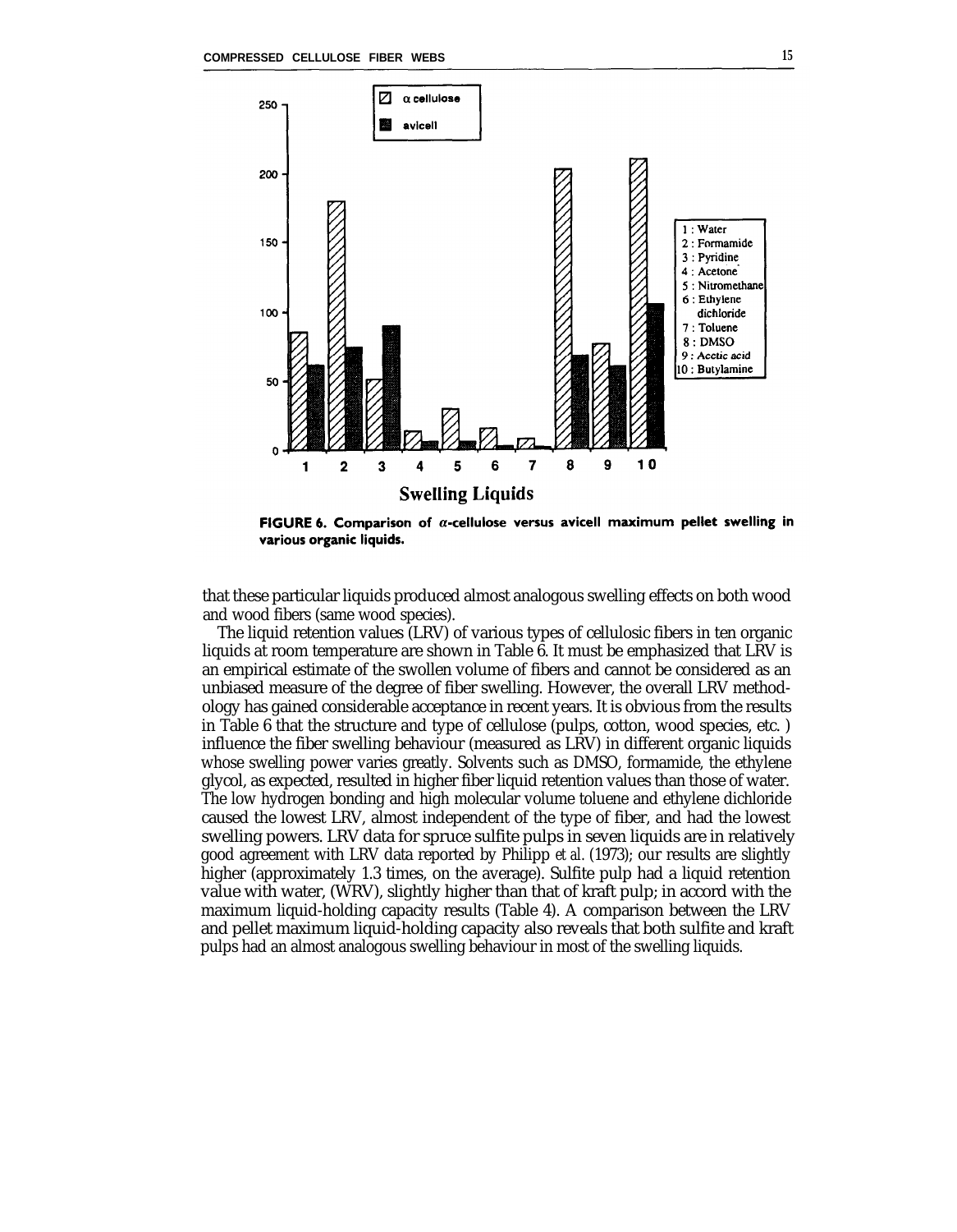FIGURE 6. Comparison of α-cellulose versus avicell maximum pellet swelling in various organic liquids.

that these particular liquids produced almost analogous swelling effects on both wood and wood fibers (same wood species).

The liquid retention values (LRV) of various types of cellulosic fibers in ten organic liquids at room temperature are shown in Table 6. It must be emphasized that LRV is an empirical estimate of the swollen volume of fibers and cannot be considered as an unbiased measure of the degree of fiber swelling. However, the overall LRV methodology has gained considerable acceptance in recent years. It is obvious from the results in Table 6 that the structure and type of cellulose (pulps, cotton, wood species, etc. ) influence the fiber swelling behaviour (measured as LRV) in different organic liquids whose swelling power varies greatly. Solvents such as DMSO, formamide, the ethylene glycol, as expected, resulted in higher fiber liquid retention values than those of water. The low hydrogen bonding and high molecular volume toluene and ethylene dichloride caused the lowest LRV, almost independent of the type of fiber, and had the lowest swelling powers. LRV data for spruce sulfite pulps in seven liquids are in relatively good agreement with LRV data reported by Philipp *et al.* (1973); our results are slightly higher (approximately 1.3 times, on the average). Sulfite pulp had a liquid retention value with water, (WRV), slightly higher than that of kraft pulp; in accord with the maximum liquid-holding capacity results (Table 4). A comparison between the LRV and pellet maximum liquid-holding capacity also reveals that both sulfite and kraft pulps had an almost analogous swelling behaviour in most of the swelling liquids.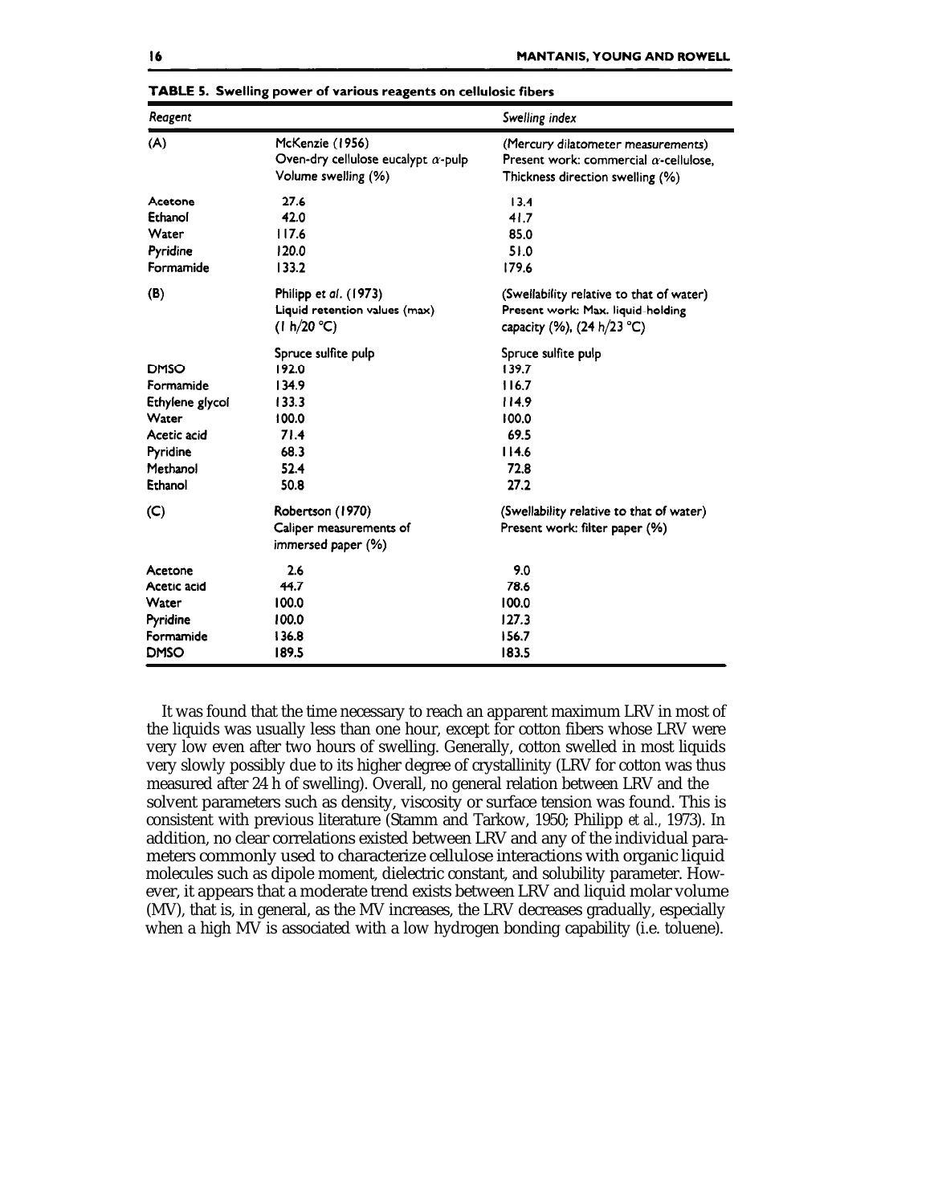**TABLE 5. Swelling power of various reagents on cellulosic fibers**

| *Reagent* | | *Swelling index* |
|---|---|---|
| (A) | McKenzie (1956) Oven-dry cellulose eucalypt α-pulp Volume swelling (%) | (Mercury dilatometer measurements) Present work: commercial α-cellulose, Thickness direction swelling (%) |
| Acetone | 27.6 | 13.4 |
| Ethanol | 42.0 | 41.7 |
| Water | 117.6 | 85.0 |
| Pyridine | 120.0 | 51.0 |
| Formamide | 133.2 | 179.6 |
| (B) | Philipp *et al.* (1973) Liquid retention values (max) (1 h/20 °C) | (Swellability relative to that of water) Present work: Max. liquid-holding capacity (%), (24 h/23 °C) |
| | Spruce sulfite pulp | Spruce sulfite pulp |
| DMSO | 192.0 | 139.7 |
| Formamide | 134.9 | 116.7 |
| Ethylene glycol | 133.3 | 114.9 |
| Water | 100.0 | 100.0 |
| Acetic acid | 71.4 | 69.5 |
| Pyridine | 68.3 | 114.6 |
| Methanol | 52.4 | 72.8 |
| Ethanol | 50.8 | 27.2 |
| (C) | Robertson (1970) Caliper measurements of immersed paper (%) | (Swellability relative to that of water) Present work: filter paper (%) |
| Acetone | 2.6 | 9.0 |
| Acetic acid | 44.7 | 78.6 |
| Water | 100.0 | 100.0 |
| Pyridine | 100.0 | 127.3 |
| Formamide | 136.8 | 156.7 |
| DMSO | 189.5 | 183.5 |

It was found that the time necessary to reach an apparent maximum LRV in most of the liquids was usually less than one hour, except for cotton fibers whose LRV were very low even after two hours of swelling. Generally, cotton swelled in most liquids very slowly possibly due to its higher degree of crystallinity (LRV for cotton was thus measured after 24 h of swelling). Overall, no general relation between LRV and the solvent parameters such as density, viscosity or surface tension was found. This is consistent with previous literature (Stamm and Tarkow, 1950; Philipp *et al.*, 1973). In addition, no clear correlations existed between LRV and any of the individual parameters commonly used to characterize cellulose interactions with organic liquid molecules such as dipole moment, dielectric constant, and solubility parameter. However, it appears that a moderate trend exists between LRV and liquid molar volume (MV), that is, in general, as the MV increases, the LRV decreases gradually, especially when a high MV is associated with a low hydrogen bonding capability (i.e. toluene).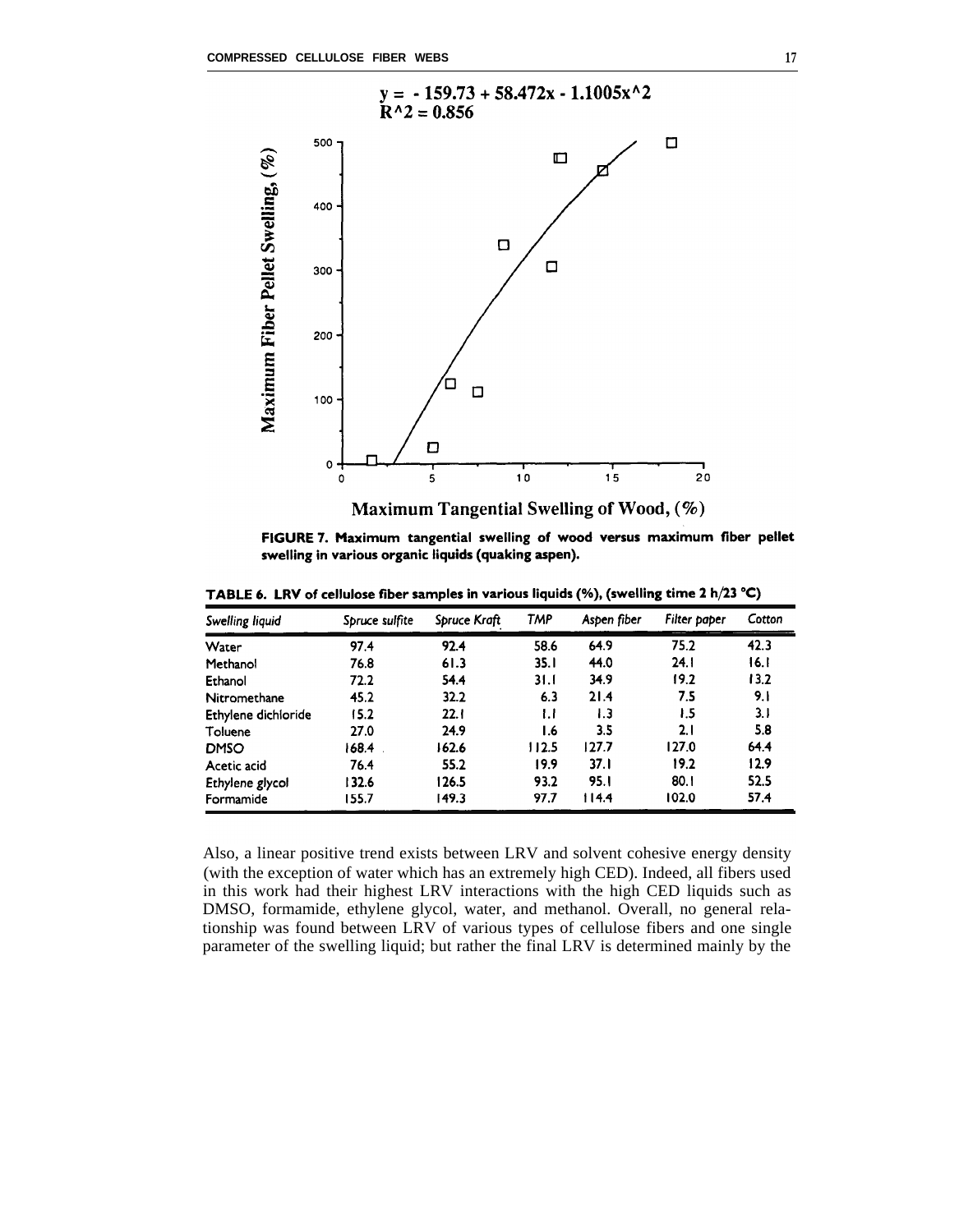$$y = -159.73 + 58.472x - 1.1005x^2$$
$$R^2 = 0.856$$

**FIGURE 7. Maximum tangential swelling of wood versus maximum fiber pellet swelling in various organic liquids (quaking aspen).**

**TABLE 6. LRV of cellulose fiber samples in various liquids (%), (swelling time 2 h/23 °C)**

| *Swelling liquid* | *Spruce sulfite* | *Spruce Kraft* | *TMP* | *Aspen fiber* | *Filter paper* | *Cotton* |
|---|---|---|---|---|---|---|
| Water | 97.4 | 92.4 | 58.6 | 64.9 | 75.2 | 42.3 |
| Methanol | 76.8 | 61.3 | 35.1 | 44.0 | 24.1 | 16.1 |
| Ethanol | 72.2 | 54.4 | 31.1 | 34.9 | 19.2 | 13.2 |
| Nitromethane | 45.2 | 32.2 | 6.3 | 21.4 | 7.5 | 9.1 |
| Ethylene dichloride | 15.2 | 22.1 | 1.1 | 1.3 | 1.5 | 3.1 |
| Toluene | 27.0 | 24.9 | 1.6 | 3.5 | 2.1 | 5.8 |
| DMSO | 168.4 | 162.6 | 112.5 | 127.7 | 127.0 | 64.4 |
| Acetic acid | 76.4 | 55.2 | 19.9 | 37.1 | 19.2 | 12.9 |
| Ethylene glycol | 132.6 | 126.5 | 93.2 | 95.1 | 80.1 | 52.5 |
| Formamide | 155.7 | 149.3 | 97.7 | 114.4 | 102.0 | 57.4 |

Also, a linear positive trend exists between LRV and solvent cohesive energy density (with the exception of water which has an extremely high CED). Indeed, all fibers used in this work had their highest LRV interactions with the high CED liquids such as DMSO, formamide, ethylene glycol, water, and methanol. Overall, no general relationship was found between LRV of various types of cellulose fibers and one single parameter of the swelling liquid; but rather the final LRV is determined mainly by the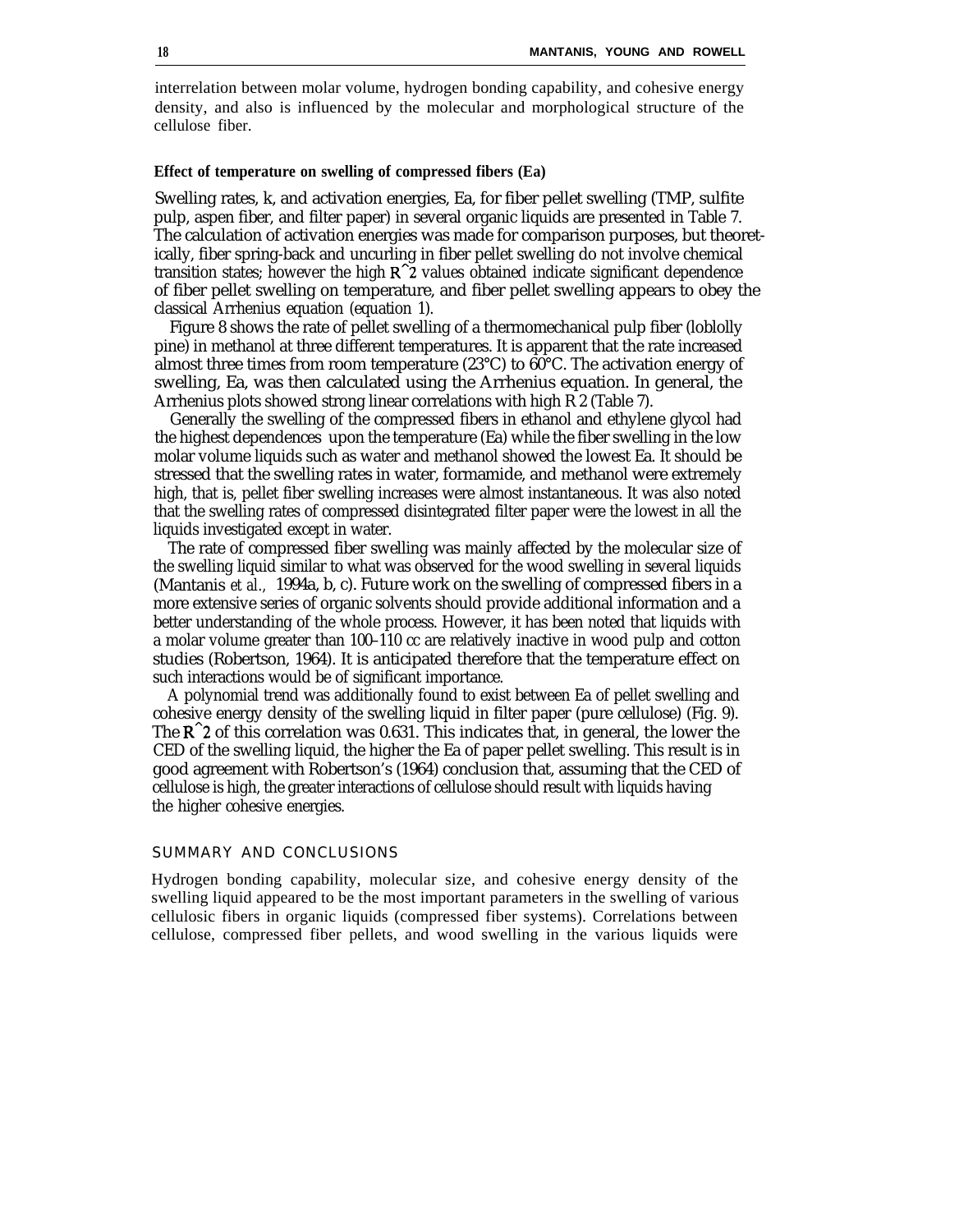interrelation between molar volume, hydrogen bonding capability, and cohesive energy density, and also is influenced by the molecular and morphological structure of the cellulose fiber.

### Effect of temperature on swelling of compressed fibers (Ea)

Swelling rates, k, and activation energies, Ea, for fiber pellet swelling (TMP, sulfite pulp, aspen fiber, and filter paper) in several organic liquids are presented in Table 7. The calculation of activation energies was made for comparison purposes, but theoretically, fiber spring-back and uncurling in fiber pellet swelling do not involve chemical transition states; however the high $R^2$ values obtained indicate significant dependence of fiber pellet swelling on temperature, and fiber pellet swelling appears to obey the classical Arrhenius equation (equation 1).

Figure 8 shows the rate of pellet swelling of a thermomechanical pulp fiber (loblolly pine) in methanol at three different temperatures. It is apparent that the rate increased almost three times from room temperature (23°C) to 60°C. The activation energy of swelling, Ea, was then calculated using the Arrhenius equation. In general, the Arrhenius plots showed strong linear correlations with high $R^2$ (Table 7).

Generally the swelling of the compressed fibers in ethanol and ethylene glycol had the highest dependences upon the temperature (Ea) while the fiber swelling in the low molar volume liquids such as water and methanol showed the lowest Ea. It should be stressed that the swelling rates in water, formamide, and methanol were extremely high, that is, pellet fiber swelling increases were almost instantaneous. It was also noted that the swelling rates of compressed disintegrated filter paper were the lowest in all the liquids investigated except in water.

The rate of compressed fiber swelling was mainly affected by the molecular size of the swelling liquid similar to what was observed for the wood swelling in several liquids (Mantanis *et al.,* 1994a, b, c). Future work on the swelling of compressed fibers in a more extensive series of organic solvents should provide additional information and a better understanding of the whole process. However, it has been noted that liquids with a molar volume greater than 100–110 cc are relatively inactive in wood pulp and cotton studies (Robertson, 1964). It is anticipated therefore that the temperature effect on such interactions would be of significant importance.

A polynomial trend was additionally found to exist between Ea of pellet swelling and cohesive energy density of the swelling liquid in filter paper (pure cellulose) (Fig. 9). The $R^2$ of this correlation was 0.631. This indicates that, in general, the lower the CED of the swelling liquid, the higher the Ea of paper pellet swelling. This result is in good agreement with Robertson's (1964) conclusion that, assuming that the CED of cellulose is high, the greater interactions of cellulose should result with liquids having the higher cohesive energies.

## SUMMARY AND CONCLUSIONS

Hydrogen bonding capability, molecular size, and cohesive energy density of the swelling liquid appeared to be the most important parameters in the swelling of various cellulosic fibers in organic liquids (compressed fiber systems). Correlations between cellulose, compressed fiber pellets, and wood swelling in the various liquids were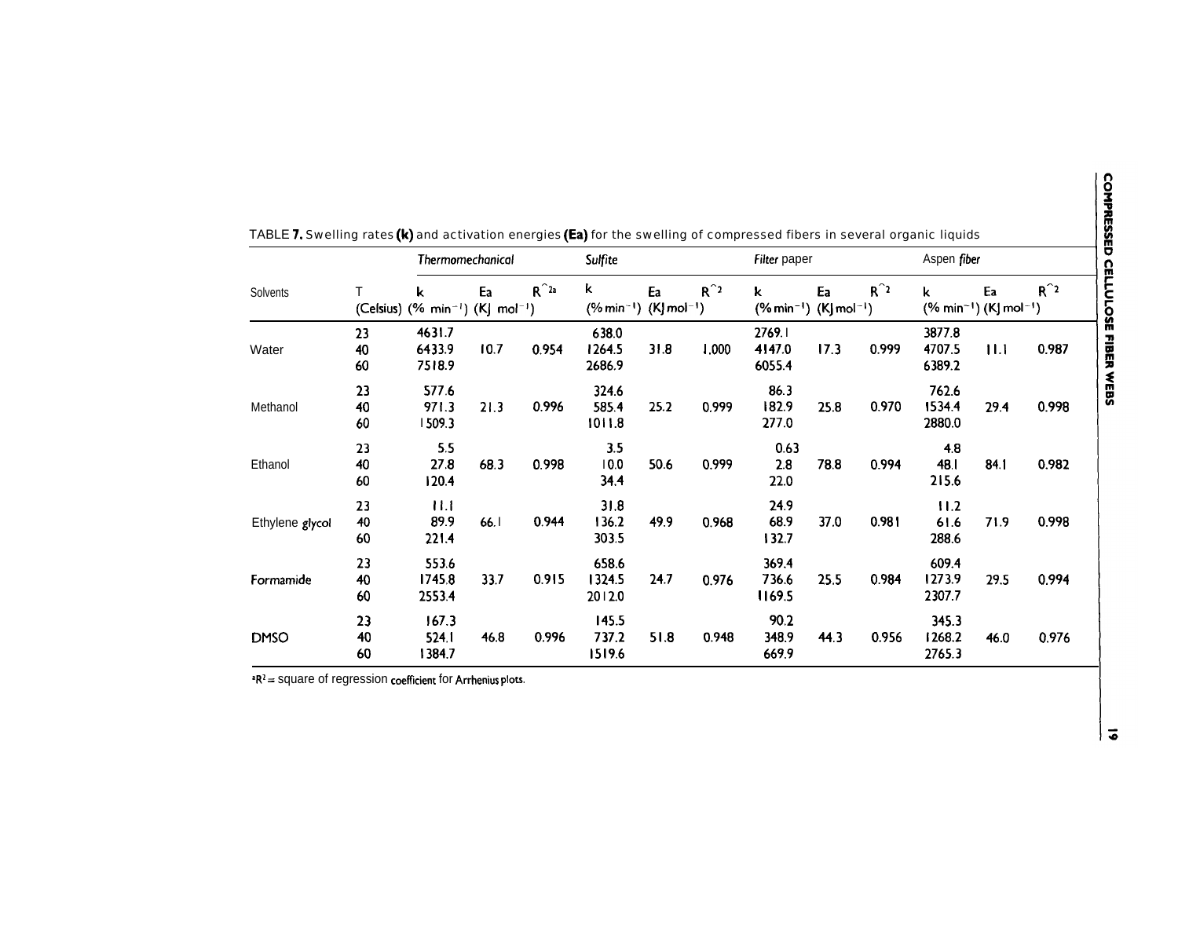TABLE **7.** Swelling rates **(k)** and activation energies **(Ea)** for the swelling of compressed fibers in several organic liquids

| | | *Thermomechanical* | | | *Sulfite* | | | *Filter* paper | | | Aspen *fiber* | | |
|---|---|---|---|---|---|---|---|---|---|---|---|---|---|
| Solvents | T (Celsius) | k (% $min^{-1}$) | Ea (KJ $mol^{-1}$) | $R^2$ [a] | k (% $min^{-1}$) | Ea (KJ $mol^{-1}$) | $R^2$ | k (% $min^{-1}$) | Ea (KJ $mol^{-1}$) | $R^2$ | k (% $min^{-1}$) | Ea (KJ $mol^{-1}$) | $R^2$ |
| Water | 23 | 4631.7 | | | 638.0 | | | 2769.1 | | | 3877.8 | | |
| | 40 | 6433.9 | 10.7 | 0.954 | 1264.5 | 31.8 | 1.000 | 4147.0 | 17.3 | 0.999 | 4707.5 | 11.1 | 0.987 |
| | 60 | 7518.9 | | | 2686.9 | | | 6055.4 | | | 6389.2 | | |
| Methanol | 23 | 577.6 | | | 324.6 | | | 86.3 | | | 762.6 | | |
| | 40 | 971.3 | 21.3 | 0.996 | 585.4 | 25.2 | 0.999 | 182.9 | 25.8 | 0.970 | 1534.4 | 29.4 | 0.998 |
| | 60 | 1509.3 | | | 1011.8 | | | 277.0 | | | 2880.0 | | |
| Ethanol | 23 | 5.5 | | | 3.5 | | | 0.63 | | | 4.8 | | |
| | 40 | 27.8 | 68.3 | 0.998 | 10.0 | 50.6 | 0.999 | 2.8 | 78.8 | 0.994 | 48.1 | 84.1 | 0.982 |
| | 60 | 120.4 | | | 34.4 | | | 22.0 | | | 215.6 | | |
| Ethylene glycol | 23 | 11.1 | | | 31.8 | | | 24.9 | | | 11.2 | | |
| | 40 | 89.9 | 66.1 | 0.944 | 136.2 | 49.9 | 0.968 | 68.9 | 37.0 | 0.981 | 61.6 | 71.9 | 0.998 |
| | 60 | 221.4 | | | 303.5 | | | 132.7 | | | 288.6 | | |
| Formamide | 23 | 553.6 | | | 658.6 | | | 369.4 | | | 609.4 | | |
| | 40 | 1745.8 | 33.7 | 0.915 | 1324.5 | 24.7 | 0.976 | 736.6 | 25.5 | 0.984 | 1273.9 | 29.5 | 0.994 |
| | 60 | 2553.4 | | | 2012.0 | | | 1169.5 | | | 2307.7 | | |
| DMSO | 23 | 167.3 | | | 145.5 | | | 90.2 | | | 345.3 | | |
| | 40 | 524.1 | 46.8 | 0.996 | 737.2 | 51.8 | 0.948 | 348.9 | 44.3 | 0.956 | 1268.2 | 46.0 | 0.976 |
| | 60 | 1384.7 | | | 1519.6 | | | 669.9 | | | 2765.3 | | |

[a] $R^2$ = square of regression coefficient for Arrhenius plots.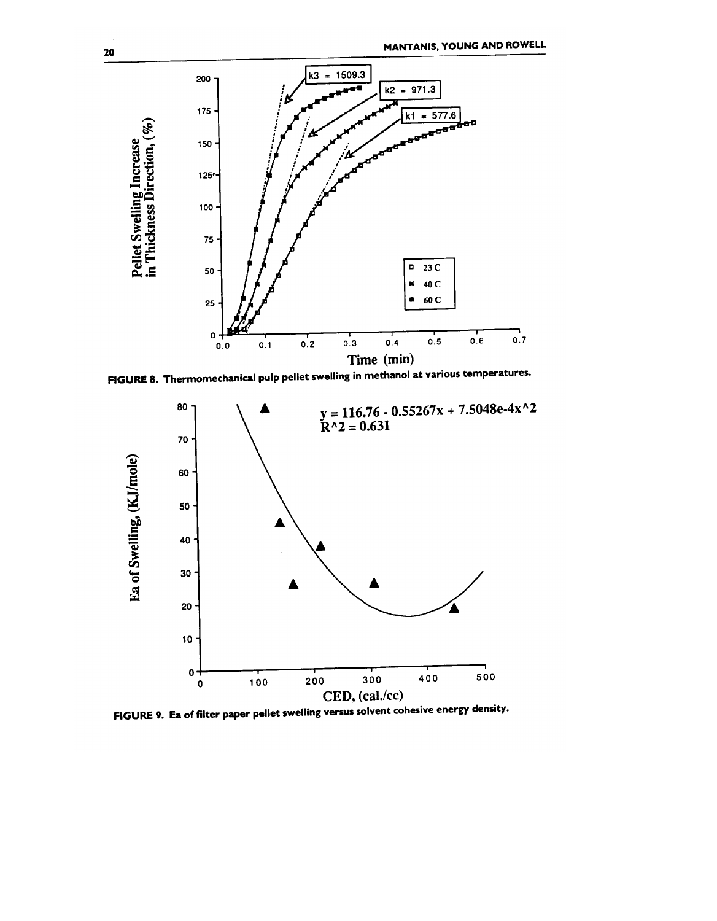FIGURE 8. Thermomechanical pulp pellet swelling in methanol at various temperatures.

FIGURE 9. Ea of filter paper pellet swelling versus solvent cohesive energy density.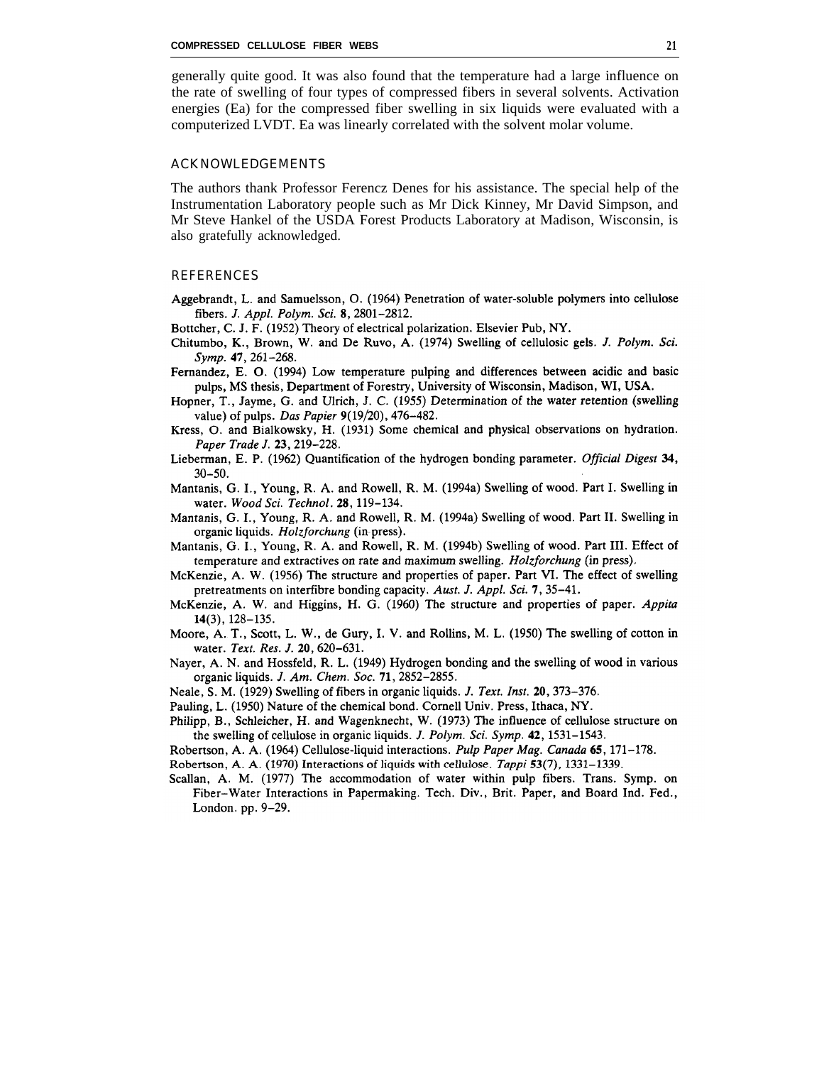generally quite good. It was also found that the temperature had a large influence on the rate of swelling of four types of compressed fibers in several solvents. Activation energies (Ea) for the compressed fiber swelling in six liquids were evaluated with a computerized LVDT. Ea was linearly correlated with the solvent molar volume.

## ACKNOWLEDGEMENTS

The authors thank Professor Ferencz Denes for his assistance. The special help of the Instrumentation Laboratory people such as Mr Dick Kinney, Mr David Simpson, and Mr Steve Hankel of the USDA Forest Products Laboratory at Madison, Wisconsin, is also gratefully acknowledged.

## REFERENCES

Aggebrandt, L. and Samuelsson, O. (1964) Penetration of water-soluble polymers into cellulose fibers. *J. Appl. Polym. Sci.* **8**, 2801–2812.

Bottcher, C. J. F. (1952) Theory of electrical polarization. Elsevier Pub, NY.

Chitumbo, K., Brown, W. and De Ruvo, A. (1974) Swelling of cellulosic gels. *J. Polym. Sci. Symp.* **47**, 261–268.

Fernandez, E. O. (1994) Low temperature pulping and differences between acidic and basic pulps, MS thesis, Department of Forestry, University of Wisconsin, Madison, WI, USA.

Hopner, T., Jayme, G. and Ulrich, J. C. (1955) Determination of the water retention (swelling value) of pulps. *Das Papier* **9**(19/20), 476–482.

Kress, O. and Bialkowsky, H. (1931) Some chemical and physical observations on hydration. *Paper Trade J.* **23**, 219–228.

Lieberman, E. P. (1962) Quantification of the hydrogen bonding parameter. *Official Digest* **34**, 30–50.

Mantanis, G. I., Young, R. A. and Rowell, R. M. (1994a) Swelling of wood. Part I. Swelling in water. *Wood Sci. Technol.* **28**, 119–134.

Mantanis, G. I., Young, R. A. and Rowell, R. M. (1994a) Swelling of wood. Part II. Swelling in organic liquids. *Holzforchung* (in press).

Mantanis, G. I., Young, R. A. and Rowell, R. M. (1994b) Swelling of wood. Part III. Effect of temperature and extractives on rate and maximum swelling. *Holzforchung* (in press).

McKenzie, A. W. (1956) The structure and properties of paper. Part VI. The effect of swelling pretreatments on interfibre bonding capacity. *Aust. J. Appl. Sci.* **7**, 35–41.

McKenzie, A. W. and Higgins, H. G. (1960) The structure and properties of paper. *Appita* **14**(3), 128–135.

Moore, A. T., Scott, L. W., de Gury, I. V. and Rollins, M. L. (1950) The swelling of cotton in water. *Text. Res. J.* **20**, 620–631.

Nayer, A. N. and Hossfeld, R. L. (1949) Hydrogen bonding and the swelling of wood in various organic liquids. *J. Am. Chem. Soc.* **71**, 2852–2855.

Neale, S. M. (1929) Swelling of fibers in organic liquids. *J. Text. Inst.* **20**, 373–376.

Pauling, L. (1950) Nature of the chemical bond. Cornell Univ. Press, Ithaca, NY.

Philipp, B., Schleicher, H. and Wagenknecht, W. (1973) The influence of cellulose structure on the swelling of cellulose in organic liquids. *J. Polym. Sci. Symp.* **42**, 1531–1543.

Robertson, A. A. (1964) Cellulose-liquid interactions. *Pulp Paper Mag. Canada* **65**, 171–178.

Robertson, A. A. (1970) Interactions of liquids with cellulose. *Tappi* **53**(7), 1331–1339.

Scallan, A. M. (1977) The accommodation of water within pulp fibers. Trans. Symp. on Fiber–Water Interactions in Papermaking. Tech. Div., Brit. Paper, and Board Ind. Fed., London. pp. 9–29.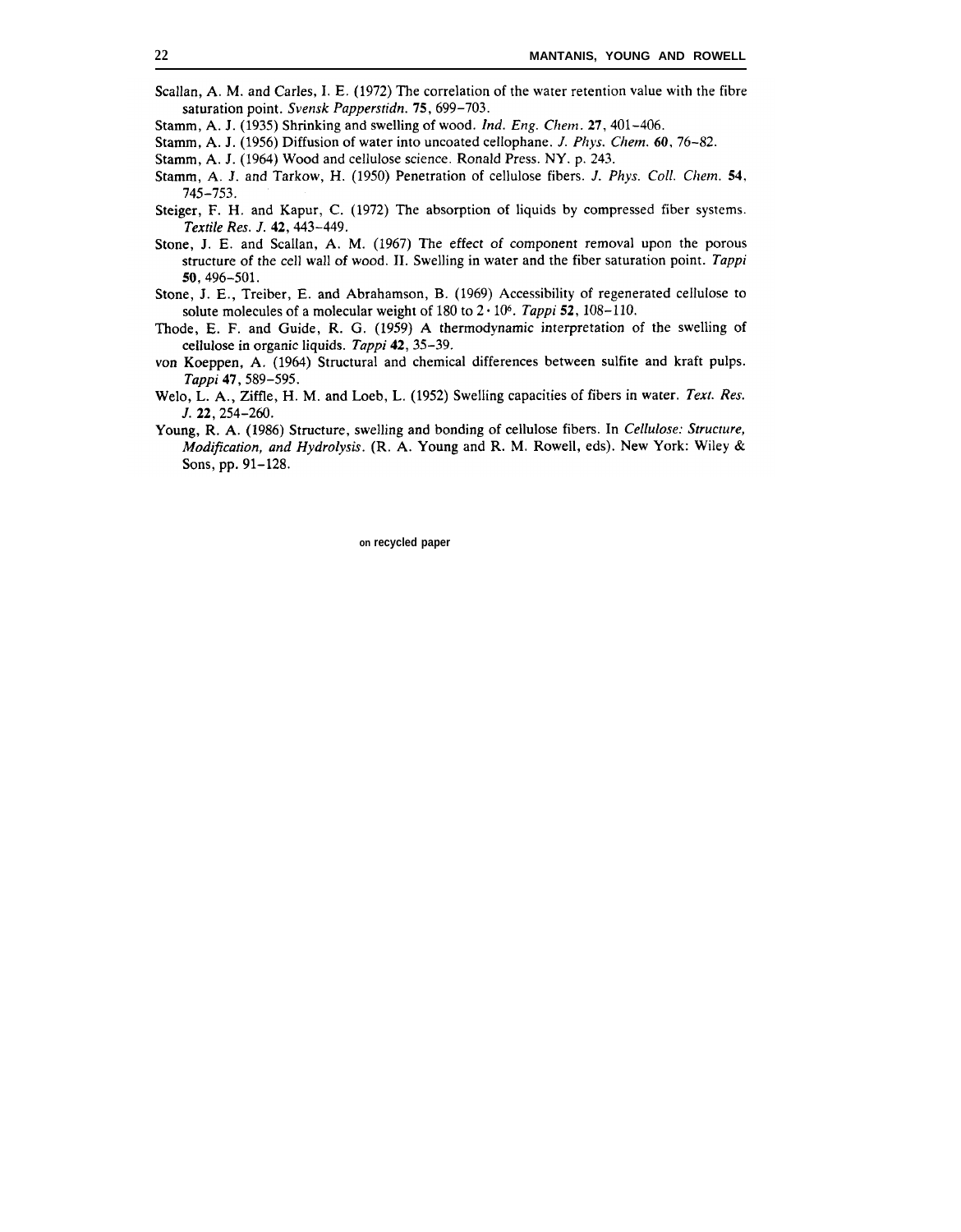Scallan, A. M. and Carles, I. E. (1972) The correlation of the water retention value with the fibre saturation point. *Svensk Papperstidn.* **75**, 699–703.

Stamm, A. J. (1935) Shrinking and swelling of wood. *Ind. Eng. Chem.* **27**, 401–406.

Stamm, A. J. (1956) Diffusion of water into uncoated cellophane. *J. Phys. Chem.* **60**, 76–82.

Stamm, A. J. (1964) Wood and cellulose science. Ronald Press. NY. p. 243.

Stamm, A. J. and Tarkow, H. (1950) Penetration of cellulose fibers. *J. Phys. Coll. Chem.* **54**, 745–753.

Steiger, F. H. and Kapur, C. (1972) The absorption of liquids by compressed fiber systems. *Textile Res. J.* **42**, 443–449.

Stone, J. E. and Scallan, A. M. (1967) The effect of component removal upon the porous structure of the cell wall of wood. II. Swelling in water and the fiber saturation point. *Tappi* **50**, 496–501.

Stone, J. E., Treiber, E. and Abrahamson, B. (1969) Accessibility of regenerated cellulose to solute molecules of a molecular weight of 180 to $2 \cdot 10^6$. *Tappi* **52**, 108–110.

Thode, E. F. and Guide, R. G. (1959) A thermodynamic interpretation of the swelling of cellulose in organic liquids. *Tappi* **42**, 35–39.

von Koeppen, A. (1964) Structural and chemical differences between sulfite and kraft pulps. *Tappi* **47**, 589–595.

Welo, L. A., Ziffle, H. M. and Loeb, L. (1952) Swelling capacities of fibers in water. *Text. Res. J.* **22**, 254–260.

Young, R. A. (1986) Structure, swelling and bonding of cellulose fibers. In *Cellulose: Structure, Modification, and Hydrolysis.* (R. A. Young and R. M. Rowell, eds). New York: Wiley & Sons, pp. 91–128.

on recycled paper